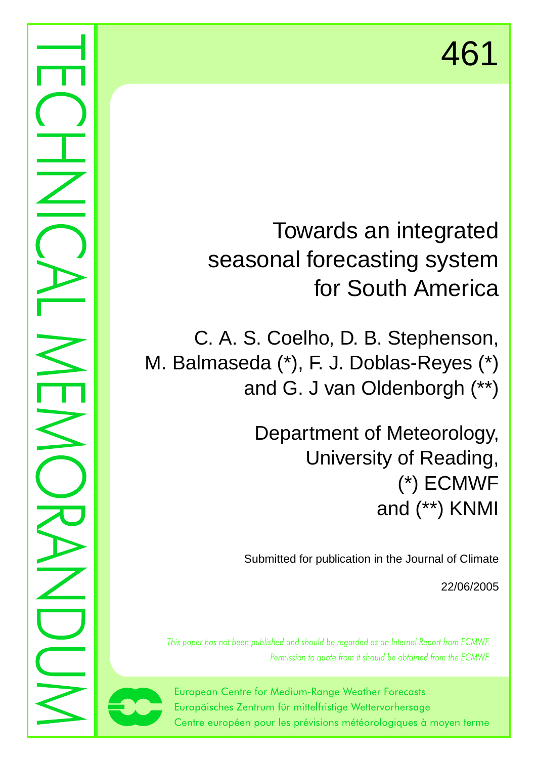TECHNICAL MEMORANDUM

461

# Towards an integrated seasonal forecasting system for South America

C. A. S. Coelho, D. B. Stephenson, M. Balmaseda (*), F. J. Doblas-Reyes (*) and G. J van Oldenborgh (**)

Department of Meteorology, University of Reading, (*) ECMWF and (**) KNMI

Submitted for publication in the Journal of Climate

22/06/2005

*This paper has not been published and should be regarded as an Internal Report from ECMWF. Permission to quote from it should be obtained from the ECMWF.*

European Centre for Medium-Range Weather Forecasts
Europäisches Zentrum für mittelfristige Wettervorhersage
Centre européen pour les prévisions météorologiques à moyen terme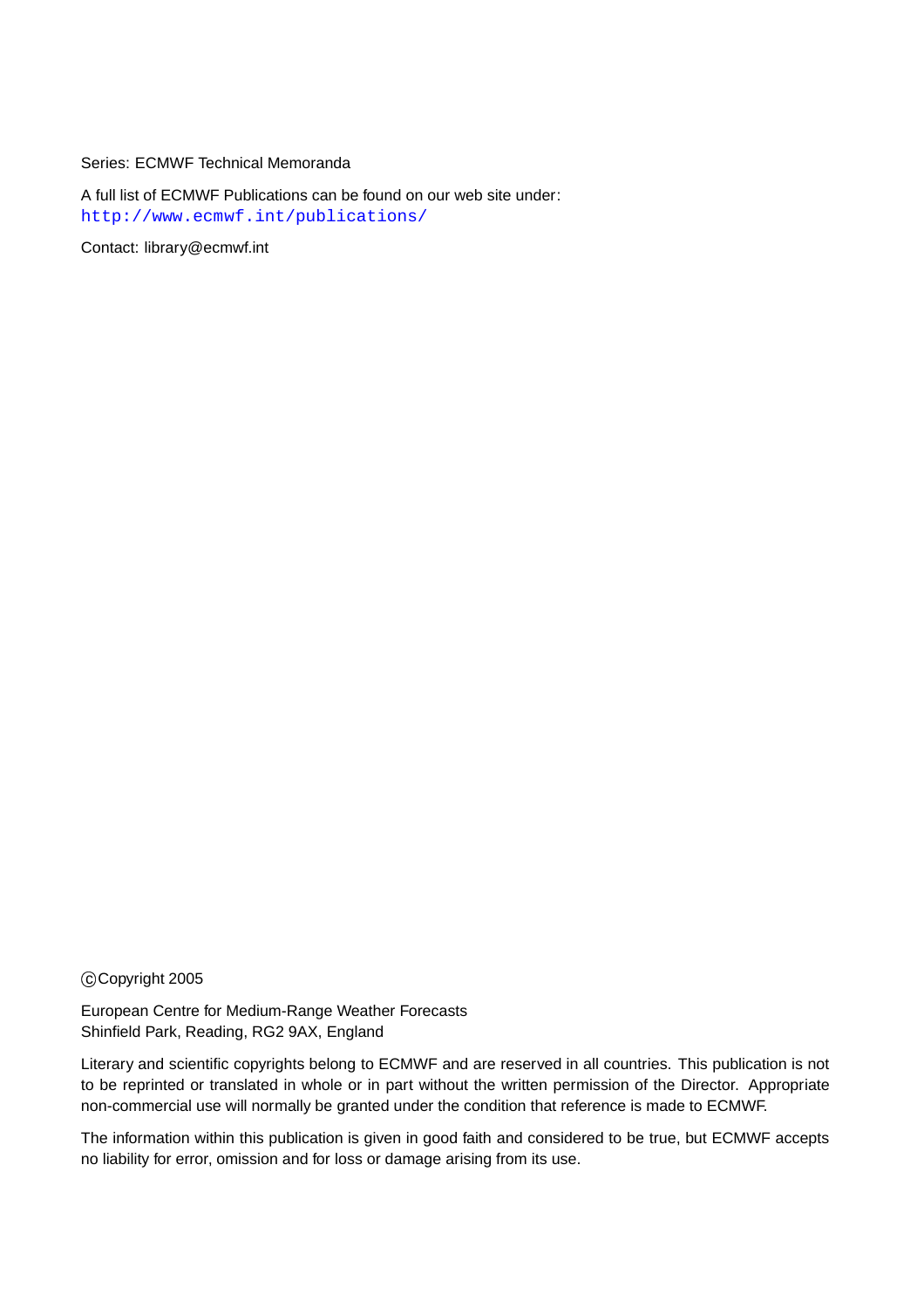Series: ECMWF Technical Memoranda

A full list of ECMWF Publications can be found on our web site under:
http://www.ecmwf.int/publications/

Contact: library@ecmwf.int

©Copyright 2005

European Centre for Medium-Range Weather Forecasts
Shinfield Park, Reading, RG2 9AX, England

Literary and scientific copyrights belong to ECMWF and are reserved in all countries. This publication is not to be reprinted or translated in whole or in part without the written permission of the Director. Appropriate non-commercial use will normally be granted under the condition that reference is made to ECMWF.

The information within this publication is given in good faith and considered to be true, but ECMWF accepts no liability for error, omission and for loss or damage arising from its use.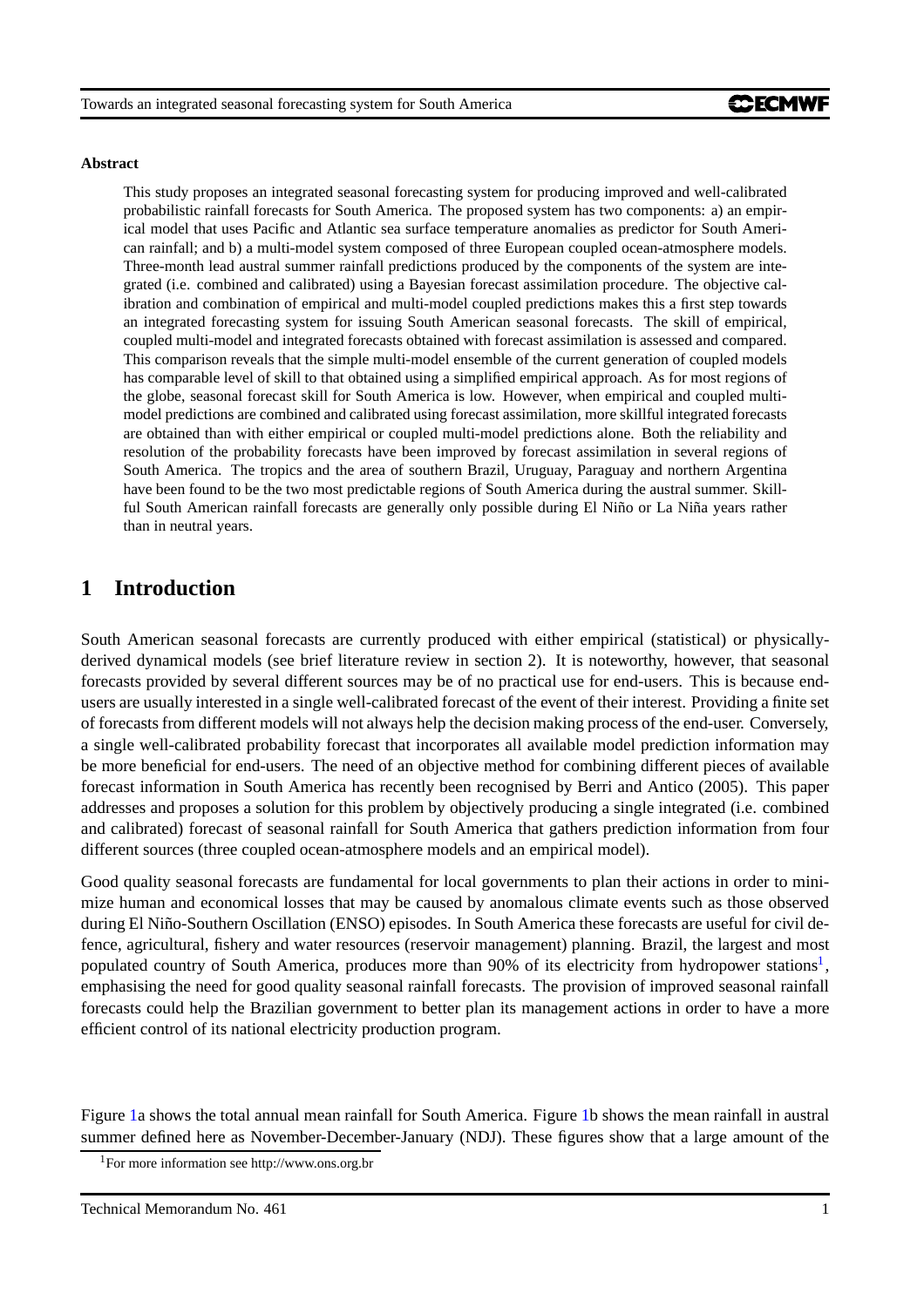**Abstract**

This study proposes an integrated seasonal forecasting system for producing improved and well-calibrated probabilistic rainfall forecasts for South America. The proposed system has two components: a) an empirical model that uses Pacific and Atlantic sea surface temperature anomalies as predictor for South American rainfall; and b) a multi-model system composed of three European coupled ocean-atmosphere models. Three-month lead austral summer rainfall predictions produced by the components of the system are integrated (i.e. combined and calibrated) using a Bayesian forecast assimilation procedure. The objective calibration and combination of empirical and multi-model coupled predictions makes this a first step towards an integrated forecasting system for issuing South American seasonal forecasts. The skill of empirical, coupled multi-model and integrated forecasts obtained with forecast assimilation is assessed and compared. This comparison reveals that the simple multi-model ensemble of the current generation of coupled models has comparable level of skill to that obtained using a simplified empirical approach. As for most regions of the globe, seasonal forecast skill for South America is low. However, when empirical and coupled multi-model predictions are combined and calibrated using forecast assimilation, more skillful integrated forecasts are obtained than with either empirical or coupled multi-model predictions alone. Both the reliability and resolution of the probability forecasts have been improved by forecast assimilation in several regions of South America. The tropics and the area of southern Brazil, Uruguay, Paraguay and northern Argentina have been found to be the two most predictable regions of South America during the austral summer. Skillful South American rainfall forecasts are generally only possible during El Niño or La Niña years rather than in neutral years.

# 1 Introduction

South American seasonal forecasts are currently produced with either empirical (statistical) or physically-derived dynamical models (see brief literature review in section 2). It is noteworthy, however, that seasonal forecasts provided by several different sources may be of no practical use for end-users. This is because end-users are usually interested in a single well-calibrated forecast of the event of their interest. Providing a finite set of forecasts from different models will not always help the decision making process of the end-user. Conversely, a single well-calibrated probability forecast that incorporates all available model prediction information may be more beneficial for end-users. The need of an objective method for combining different pieces of available forecast information in South America has recently been recognised by Berri and Antico (2005). This paper addresses and proposes a solution for this problem by objectively producing a single integrated (i.e. combined and calibrated) forecast of seasonal rainfall for South America that gathers prediction information from four different sources (three coupled ocean-atmosphere models and an empirical model).

Good quality seasonal forecasts are fundamental for local governments to plan their actions in order to minimize human and economical losses that may be caused by anomalous climate events such as those observed during El Niño-Southern Oscillation (ENSO) episodes. In South America these forecasts are useful for civil defence, agricultural, fishery and water resources (reservoir management) planning. Brazil, the largest and most populated country of South America, produces more than 90% of its electricity from hydropower stations[1], emphasising the need for good quality seasonal rainfall forecasts. The provision of improved seasonal rainfall forecasts could help the Brazilian government to better plan its management actions in order to have a more efficient control of its national electricity production program.

Figure 1a shows the total annual mean rainfall for South America. Figure 1b shows the mean rainfall in austral summer defined here as November-December-January (NDJ). These figures show that a large amount of the

[1]For more information see http://www.ons.org.br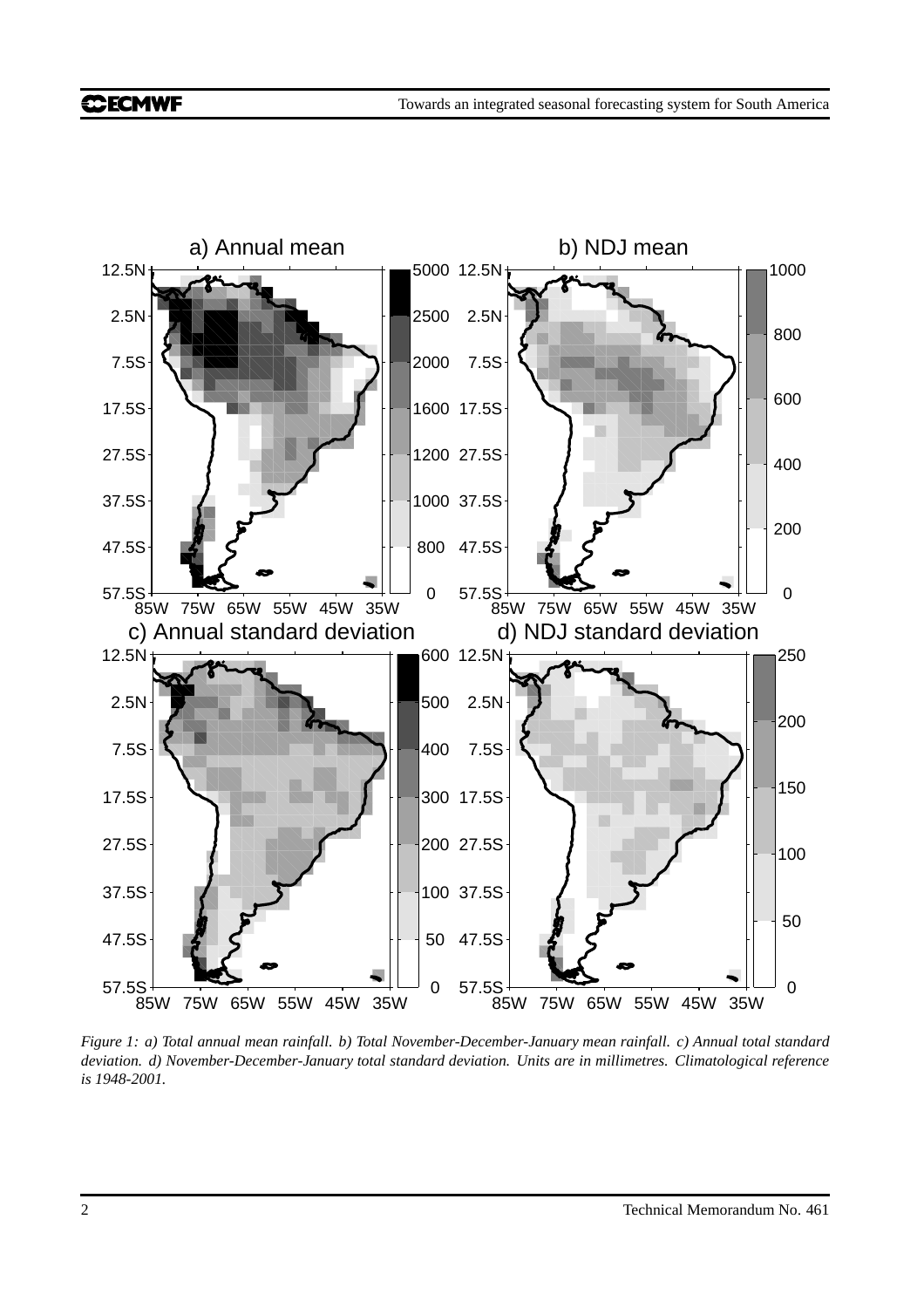*Figure 1: a) Total annual mean rainfall. b) Total November-December-January mean rainfall. c) Annual total standard deviation. d) November-December-January total standard deviation. Units are in millimetres. Climatological reference is 1948-2001.*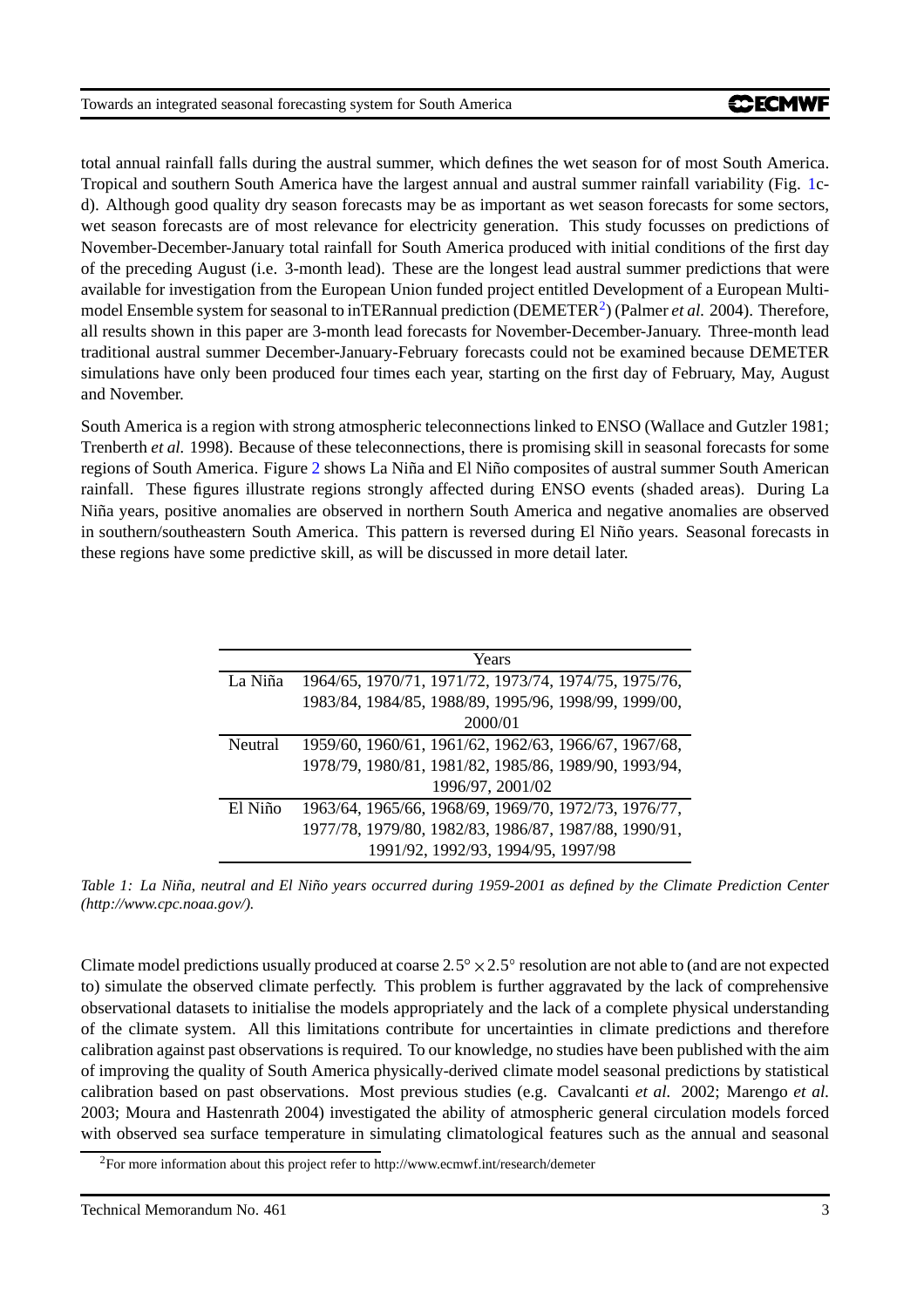total annual rainfall falls during the austral summer, which defines the wet season for of most South America. Tropical and southern South America have the largest annual and austral summer rainfall variability (Fig. 1c-d). Although good quality dry season forecasts may be as important as wet season forecasts for some sectors, wet season forecasts are of most relevance for electricity generation. This study focusses on predictions of November-December-January total rainfall for South America produced with initial conditions of the first day of the preceding August (i.e. 3-month lead). These are the longest lead austral summer predictions that were available for investigation from the European Union funded project entitled Development of a European Multi-model Ensemble system for seasonal to inTERannual prediction (DEMETER[2]) (Palmer *et al.* 2004). Therefore, all results shown in this paper are 3-month lead forecasts for November-December-January. Three-month lead traditional austral summer December-January-February forecasts could not be examined because DEMETER simulations have only been produced four times each year, starting on the first day of February, May, August and November.

South America is a region with strong atmospheric teleconnections linked to ENSO (Wallace and Gutzler 1981; Trenberth *et al.* 1998). Because of these teleconnections, there is promising skill in seasonal forecasts for some regions of South America. Figure 2 shows La Niña and El Niño composites of austral summer South American rainfall. These figures illustrate regions strongly affected during ENSO events (shaded areas). During La Niña years, positive anomalies are observed in northern South America and negative anomalies are observed in southern/southeastern South America. This pattern is reversed during El Niño years. Seasonal forecasts in these regions have some predictive skill, as will be discussed in more detail later.

| | Years |
|---|---|
| La Niña | 1964/65, 1970/71, 1971/72, 1973/74, 1974/75, 1975/76, 1983/84, 1984/85, 1988/89, 1995/96, 1998/99, 1999/00, 2000/01 |
| Neutral | 1959/60, 1960/61, 1961/62, 1962/63, 1966/67, 1967/68, 1978/79, 1980/81, 1981/82, 1985/86, 1989/90, 1993/94, 1996/97, 2001/02 |
| El Niño | 1963/64, 1965/66, 1968/69, 1969/70, 1972/73, 1976/77, 1977/78, 1979/80, 1982/83, 1986/87, 1987/88, 1990/91, 1991/92, 1992/93, 1994/95, 1997/98 |

*Table 1: La Niña, neutral and El Niño years occurred during 1959-2001 as defined by the Climate Prediction Center (http://www.cpc.noaa.gov/).*

Climate model predictions usually produced at coarse $2.5^{\circ} \times 2.5^{\circ}$ resolution are not able to (and are not expected to) simulate the observed climate perfectly. This problem is further aggravated by the lack of comprehensive observational datasets to initialise the models appropriately and the lack of a complete physical understanding of the climate system. All this limitations contribute for uncertainties in climate predictions and therefore calibration against past observations is required. To our knowledge, no studies have been published with the aim of improving the quality of South America physically-derived climate model seasonal predictions by statistical calibration based on past observations. Most previous studies (e.g. Cavalcanti *et al.* 2002; Marengo *et al.* 2003; Moura and Hastenrath 2004) investigated the ability of atmospheric general circulation models forced with observed sea surface temperature in simulating climatological features such as the annual and seasonal

[2] For more information about this project refer to http://www.ecmwf.int/research/demeter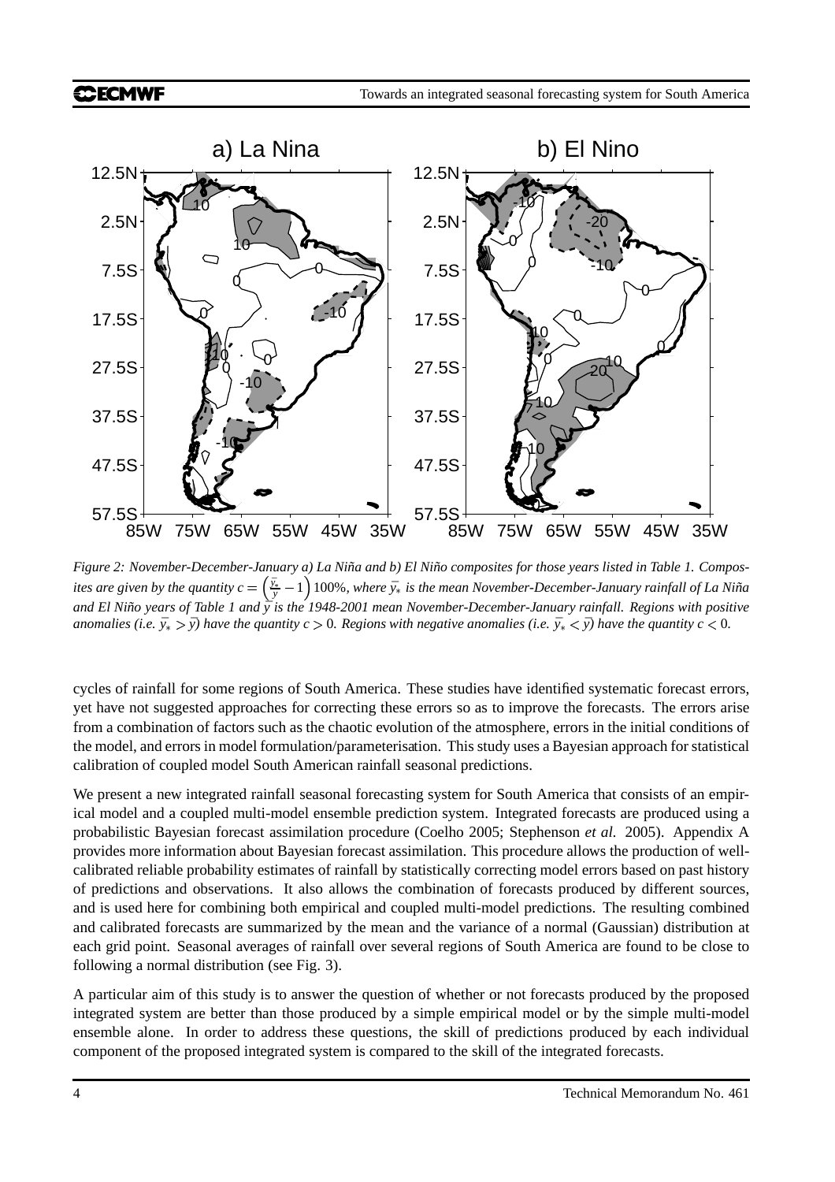*Figure 2: November-December-January a) La Niña and b) El Niño composites for those years listed in Table 1. Composites are given by the quantity $c = \left(\frac{\bar{y}_*}{\bar{y}} - 1\right) 100\%$, where $\bar{y}_*$ is the mean November-December-January rainfall of La Niña and El Niño years of Table 1 and $\bar{y}$ is the 1948-2001 mean November-December-January rainfall. Regions with positive anomalies (i.e. $\bar{y}_* > \bar{y}$) have the quantity $c > 0$. Regions with negative anomalies (i.e. $\bar{y}_* < \bar{y}$) have the quantity $c < 0$.*

cycles of rainfall for some regions of South America. These studies have identified systematic forecast errors, yet have not suggested approaches for correcting these errors so as to improve the forecasts. The errors arise from a combination of factors such as the chaotic evolution of the atmosphere, errors in the initial conditions of the model, and errors in model formulation/parameterisation. This study uses a Bayesian approach for statistical calibration of coupled model South American rainfall seasonal predictions.

We present a new integrated rainfall seasonal forecasting system for South America that consists of an empirical model and a coupled multi-model ensemble prediction system. Integrated forecasts are produced using a probabilistic Bayesian forecast assimilation procedure (Coelho 2005; Stephenson *et al.* 2005). Appendix A provides more information about Bayesian forecast assimilation. This procedure allows the production of well-calibrated reliable probability estimates of rainfall by statistically correcting model errors based on past history of predictions and observations. It also allows the combination of forecasts produced by different sources, and is used here for combining both empirical and coupled multi-model predictions. The resulting combined and calibrated forecasts are summarized by the mean and the variance of a normal (Gaussian) distribution at each grid point. Seasonal averages of rainfall over several regions of South America are found to be close to following a normal distribution (see Fig. 3).

A particular aim of this study is to answer the question of whether or not forecasts produced by the proposed integrated system are better than those produced by a simple empirical model or by the simple multi-model ensemble alone. In order to address these questions, the skill of predictions produced by each individual component of the proposed integrated system is compared to the skill of the integrated forecasts.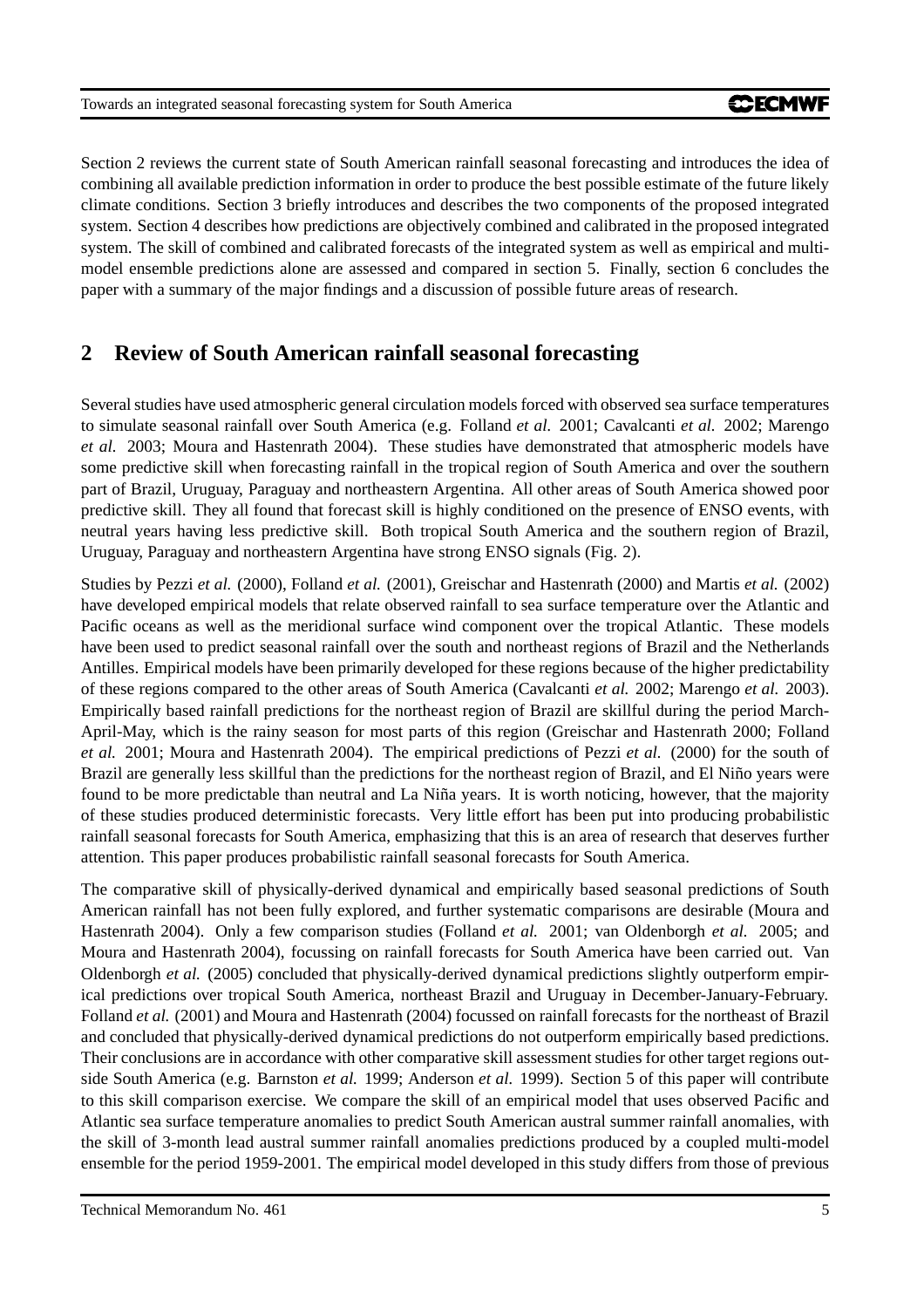Section 2 reviews the current state of South American rainfall seasonal forecasting and introduces the idea of combining all available prediction information in order to produce the best possible estimate of the future likely climate conditions. Section 3 briefly introduces and describes the two components of the proposed integrated system. Section 4 describes how predictions are objectively combined and calibrated in the proposed integrated system. The skill of combined and calibrated forecasts of the integrated system as well as empirical and multi-model ensemble predictions alone are assessed and compared in section 5. Finally, section 6 concludes the paper with a summary of the major findings and a discussion of possible future areas of research.

## 2 Review of South American rainfall seasonal forecasting

Several studies have used atmospheric general circulation models forced with observed sea surface temperatures to simulate seasonal rainfall over South America (e.g. Folland *et al.* 2001; Cavalcanti *et al.* 2002; Marengo *et al.* 2003; Moura and Hastenrath 2004). These studies have demonstrated that atmospheric models have some predictive skill when forecasting rainfall in the tropical region of South America and over the southern part of Brazil, Uruguay, Paraguay and northeastern Argentina. All other areas of South America showed poor predictive skill. They all found that forecast skill is highly conditioned on the presence of ENSO events, with neutral years having less predictive skill. Both tropical South America and the southern region of Brazil, Uruguay, Paraguay and northeastern Argentina have strong ENSO signals (Fig. 2).

Studies by Pezzi *et al.* (2000), Folland *et al.* (2001), Greischar and Hastenrath (2000) and Martis *et al.* (2002) have developed empirical models that relate observed rainfall to sea surface temperature over the Atlantic and Pacific oceans as well as the meridional surface wind component over the tropical Atlantic. These models have been used to predict seasonal rainfall over the south and northeast regions of Brazil and the Netherlands Antilles. Empirical models have been primarily developed for these regions because of the higher predictability of these regions compared to the other areas of South America (Cavalcanti *et al.* 2002; Marengo *et al.* 2003). Empirically based rainfall predictions for the northeast region of Brazil are skillful during the period March-April-May, which is the rainy season for most parts of this region (Greischar and Hastenrath 2000; Folland *et al.* 2001; Moura and Hastenrath 2004). The empirical predictions of Pezzi *et al.* (2000) for the south of Brazil are generally less skillful than the predictions for the northeast region of Brazil, and El Niño years were found to be more predictable than neutral and La Niña years. It is worth noticing, however, that the majority of these studies produced deterministic forecasts. Very little effort has been put into producing probabilistic rainfall seasonal forecasts for South America, emphasizing that this is an area of research that deserves further attention. This paper produces probabilistic rainfall seasonal forecasts for South America.

The comparative skill of physically-derived dynamical and empirically based seasonal predictions of South American rainfall has not been fully explored, and further systematic comparisons are desirable (Moura and Hastenrath 2004). Only a few comparison studies (Folland *et al.* 2001; van Oldenborgh *et al.* 2005; and Moura and Hastenrath 2004), focussing on rainfall forecasts for South America have been carried out. Van Oldenborgh *et al.* (2005) concluded that physically-derived dynamical predictions slightly outperform empirical predictions over tropical South America, northeast Brazil and Uruguay in December-January-February. Folland *et al.* (2001) and Moura and Hastenrath (2004) focussed on rainfall forecasts for the northeast of Brazil and concluded that physically-derived dynamical predictions do not outperform empirically based predictions. Their conclusions are in accordance with other comparative skill assessment studies for other target regions outside South America (e.g. Barnston *et al.* 1999; Anderson *et al.* 1999). Section 5 of this paper will contribute to this skill comparison exercise. We compare the skill of an empirical model that uses observed Pacific and Atlantic sea surface temperature anomalies to predict South American austral summer rainfall anomalies, with the skill of 3-month lead austral summer rainfall anomalies predictions produced by a coupled multi-model ensemble for the period 1959-2001. The empirical model developed in this study differs from those of previous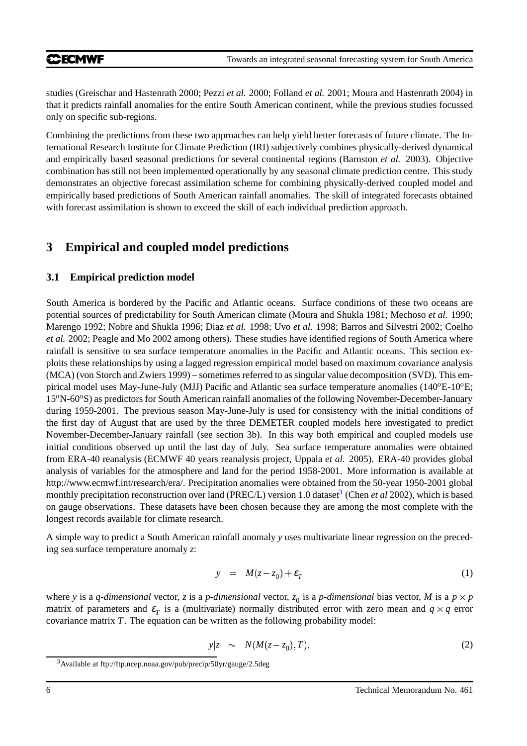studies (Greischar and Hastenrath 2000; Pezzi *et al.* 2000; Folland *et al.* 2001; Moura and Hastenrath 2004) in that it predicts rainfall anomalies for the entire South American continent, while the previous studies focussed only on specific sub-regions.

Combining the predictions from these two approaches can help yield better forecasts of future climate. The International Research Institute for Climate Prediction (IRI) subjectively combines physically-derived dynamical and empirically based seasonal predictions for several continental regions (Barnston *et al.* 2003). Objective combination has still not been implemented operationally by any seasonal climate prediction centre. This study demonstrates an objective forecast assimilation scheme for combining physically-derived coupled model and empirically based predictions of South American rainfall anomalies. The skill of integrated forecasts obtained with forecast assimilation is shown to exceed the skill of each individual prediction approach.

# 3 Empirical and coupled model predictions

## 3.1 Empirical prediction model

South America is bordered by the Pacific and Atlantic oceans. Surface conditions of these two oceans are potential sources of predictability for South American climate (Moura and Shukla 1981; Mechoso *et al.* 1990; Marengo 1992; Nobre and Shukla 1996; Diaz *et al.* 1998; Uvo *et al.* 1998; Barros and Silvestri 2002; Coelho *et al.* 2002; Peagle and Mo 2002 among others). These studies have identified regions of South America where rainfall is sensitive to sea surface temperature anomalies in the Pacific and Atlantic oceans. This section exploits these relationships by using a lagged regression empirical model based on maximum covariance analysis (MCA) (von Storch and Zwiers 1999) – sometimes referred to as singular value decomposition (SVD). This empirical model uses May-June-July (MJJ) Pacific and Atlantic sea surface temperature anomalies (140$^o$E-10$^o$E; 15$^o$N-60$^o$S) as predictors for South American rainfall anomalies of the following November-December-January during 1959-2001. The previous season May-June-July is used for consistency with the initial conditions of the first day of August that are used by the three DEMETER coupled models here investigated to predict November-December-January rainfall (see section 3b). In this way both empirical and coupled models use initial conditions observed up until the last day of July. Sea surface temperature anomalies were obtained from ERA-40 reanalysis (ECMWF 40 years reanalysis project, Uppala *et al.* 2005). ERA-40 provides global analysis of variables for the atmosphere and land for the period 1958-2001. More information is available at http://www.ecmwf.int/research/era/. Precipitation anomalies were obtained from the 50-year 1950-2001 global monthly precipitation reconstruction over land (PREC/L) version 1.0 dataset[3] (Chen *et al* 2002), which is based on gauge observations. These datasets have been chosen because they are among the most complete with the longest records available for climate research.

A simple way to predict a South American rainfall anomaly $y$ uses multivariate linear regression on the preceding sea surface temperature anomaly $z$:

$$y \quad = \quad M(z - z_0) + \varepsilon_T \tag{1}$$

where $y$ is a *q-dimensional* vector, $z$ is a *p-dimensional* vector, $z_0$ is a *p-dimensional* bias vector, $M$ is a $p \times p$ matrix of parameters and $\varepsilon_T$ is a (multivariate) normally distributed error with zero mean and $q \times q$ error covariance matrix $T$. The equation can be written as the following probability model:

$$y|z \quad \sim \quad N(M(z - z_0), T), \tag{2}$$

[3] Available at ftp://ftp.ncep.noaa.gov/pub/precip/50yr/gauge/2.5deg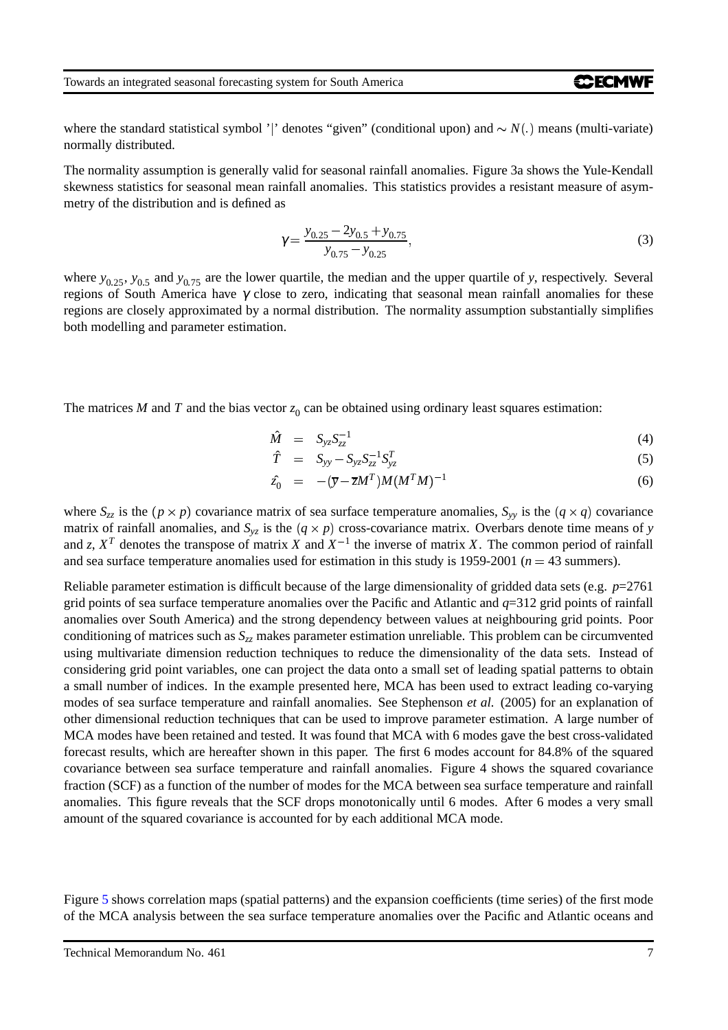where the standard statistical symbol '|' denotes "given" (conditional upon) and $\sim N(.)$ means (multi-variate) normally distributed.

The normality assumption is generally valid for seasonal rainfall anomalies. Figure 3a shows the Yule-Kendall skewness statistics for seasonal mean rainfall anomalies. This statistics provides a resistant measure of asymmetry of the distribution and is defined as

$$\gamma = \frac{y_{0.25} - 2y_{0.5} + y_{0.75}}{y_{0.75} - y_{0.25}}, \tag{3}$$

where $y_{0.25}$, $y_{0.5}$ and $y_{0.75}$ are the lower quartile, the median and the upper quartile of $y$, respectively. Several regions of South America have $\gamma$ close to zero, indicating that seasonal mean rainfall anomalies for these regions are closely approximated by a normal distribution. The normality assumption substantially simplifies both modelling and parameter estimation.

The matrices $M$ and $T$ and the bias vector $z_0$ can be obtained using ordinary least squares estimation:

$$\hat{M} = S_{yz} S_{zz}^{-1} \tag{4}$$

$$\hat{T} = S_{yy} - S_{yz} S_{zz}^{-1} S_{yz}^{T} \tag{5}$$

$$\hat{z_0} = -(\overline{y} - \overline{z} M^T) M (M^T M)^{-1} \tag{6}$$

where $S_{zz}$ is the $(p \times p)$ covariance matrix of sea surface temperature anomalies, $S_{yy}$ is the $(q \times q)$ covariance matrix of rainfall anomalies, and $S_{yz}$ is the $(q \times p)$ cross-covariance matrix. Overbars denote time means of $y$ and $z$, $X^T$ denotes the transpose of matrix $X$ and $X^{-1}$ the inverse of matrix $X$. The common period of rainfall and sea surface temperature anomalies used for estimation in this study is 1959-2001 ($n = 43$ summers).

Reliable parameter estimation is difficult because of the large dimensionality of gridded data sets (e.g. $p$=2761 grid points of sea surface temperature anomalies over the Pacific and Atlantic and $q$=312 grid points of rainfall anomalies over South America) and the strong dependency between values at neighbouring grid points. Poor conditioning of matrices such as $S_{zz}$ makes parameter estimation unreliable. This problem can be circumvented using multivariate dimension reduction techniques to reduce the dimensionality of the data sets. Instead of considering grid point variables, one can project the data onto a small set of leading spatial patterns to obtain a small number of indices. In the example presented here, MCA has been used to extract leading co-varying modes of sea surface temperature and rainfall anomalies. See Stephenson *et al.* (2005) for an explanation of other dimensional reduction techniques that can be used to improve parameter estimation. A large number of MCA modes have been retained and tested. It was found that MCA with 6 modes gave the best cross-validated forecast results, which are hereafter shown in this paper. The first 6 modes account for 84.8% of the squared covariance between sea surface temperature and rainfall anomalies. Figure 4 shows the squared covariance fraction (SCF) as a function of the number of modes for the MCA between sea surface temperature and rainfall anomalies. This figure reveals that the SCF drops monotonically until 6 modes. After 6 modes a very small amount of the squared covariance is accounted for by each additional MCA mode.

Figure 5 shows correlation maps (spatial patterns) and the expansion coefficients (time series) of the first mode of the MCA analysis between the sea surface temperature anomalies over the Pacific and Atlantic oceans and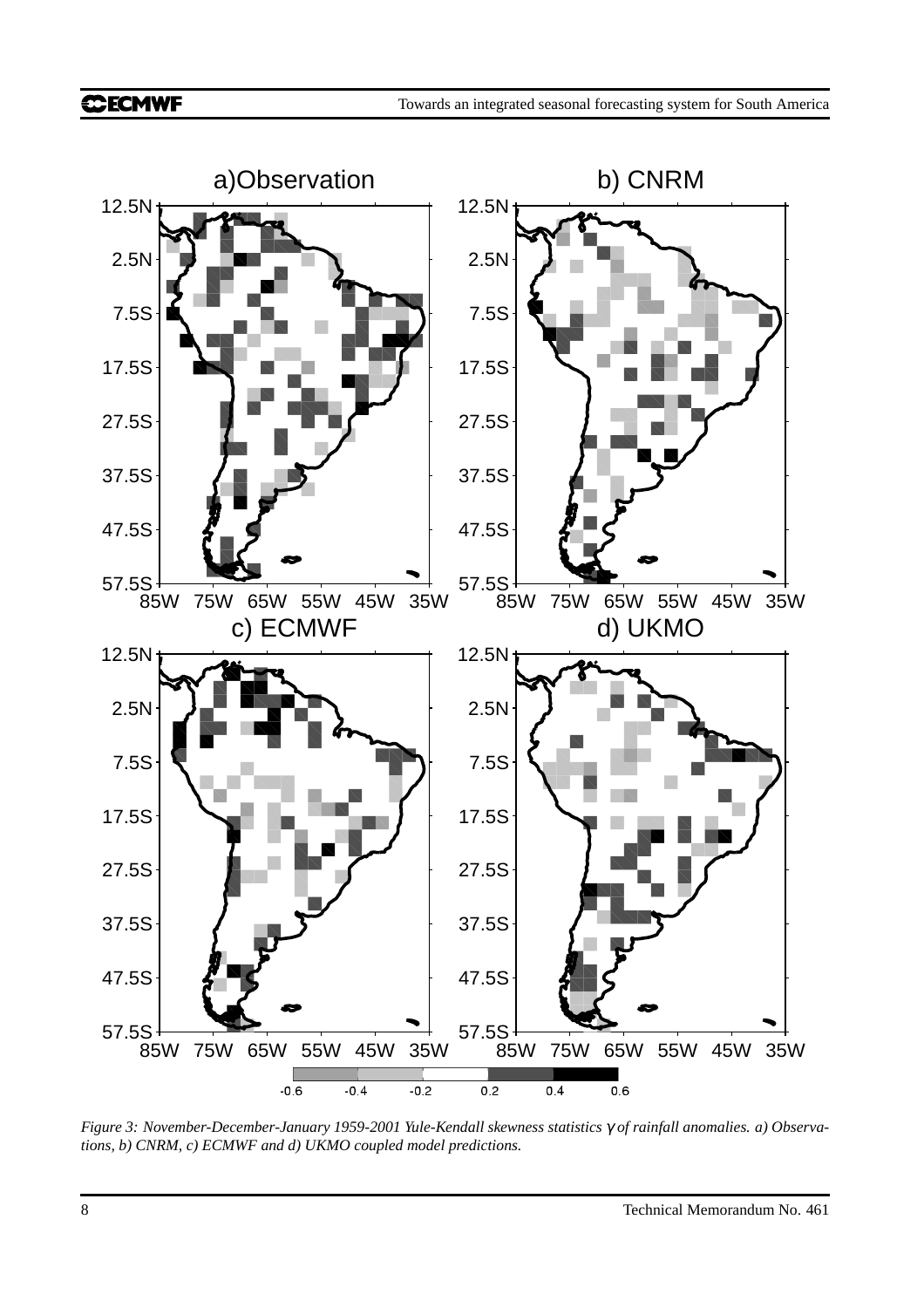*Figure 3: November-December-January 1959-2001 Yule-Kendall skewness statistics $\gamma$ of rainfall anomalies. a) Observations, b) CNRM, c) ECMWF and d) UKMO coupled model predictions.*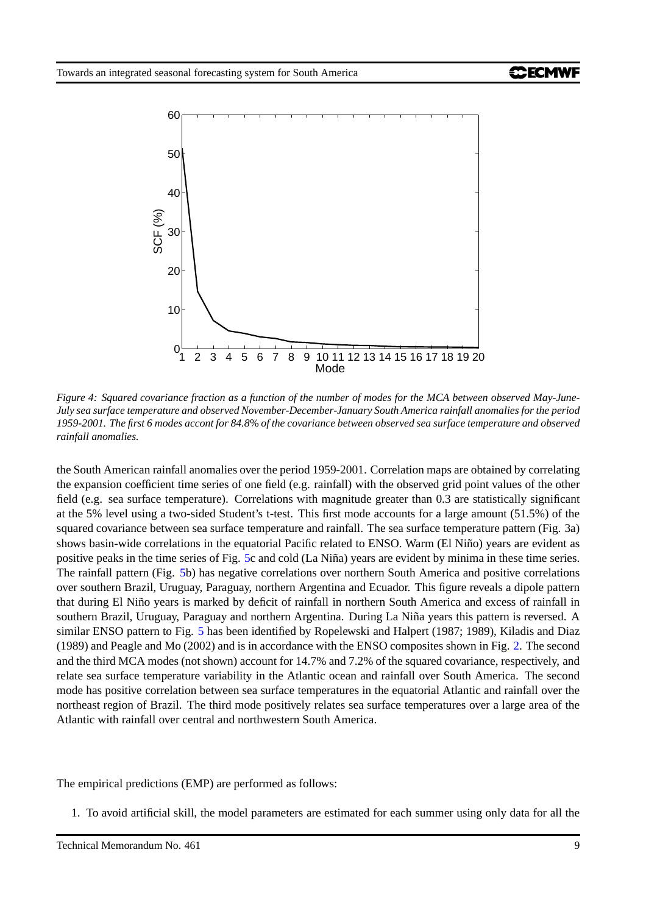*Figure 4: Squared covariance fraction as a function of the number of modes for the MCA between observed May-June-July sea surface temperature and observed November-December-January South America rainfall anomalies for the period 1959-2001. The first 6 modes accont for 84.8% of the covariance between observed sea surface temperature and observed rainfall anomalies.*

the South American rainfall anomalies over the period 1959-2001. Correlation maps are obtained by correlating the expansion coefficient time series of one field (e.g. rainfall) with the observed grid point values of the other field (e.g. sea surface temperature). Correlations with magnitude greater than 0.3 are statistically significant at the 5% level using a two-sided Student's t-test. This first mode accounts for a large amount (51.5%) of the squared covariance between sea surface temperature and rainfall. The sea surface temperature pattern (Fig. 3a) shows basin-wide correlations in the equatorial Pacific related to ENSO. Warm (El Niño) years are evident as positive peaks in the time series of Fig. 5c and cold (La Niña) years are evident by minima in these time series. The rainfall pattern (Fig. 5b) has negative correlations over northern South America and positive correlations over southern Brazil, Uruguay, Paraguay, northern Argentina and Ecuador. This figure reveals a dipole pattern that during El Niño years is marked by deficit of rainfall in northern South America and excess of rainfall in southern Brazil, Uruguay, Paraguay and northern Argentina. During La Niña years this pattern is reversed. A similar ENSO pattern to Fig. 5 has been identified by Ropelewski and Halpert (1987; 1989), Kiladis and Diaz (1989) and Peagle and Mo (2002) and is in accordance with the ENSO composites shown in Fig. 2. The second and the third MCA modes (not shown) account for 14.7% and 7.2% of the squared covariance, respectively, and relate sea surface temperature variability in the Atlantic ocean and rainfall over South America. The second mode has positive correlation between sea surface temperatures in the equatorial Atlantic and rainfall over the northeast region of Brazil. The third mode positively relates sea surface temperatures over a large area of the Atlantic with rainfall over central and northwestern South America.

The empirical predictions (EMP) are performed as follows:

1. To avoid artificial skill, the model parameters are estimated for each summer using only data for all the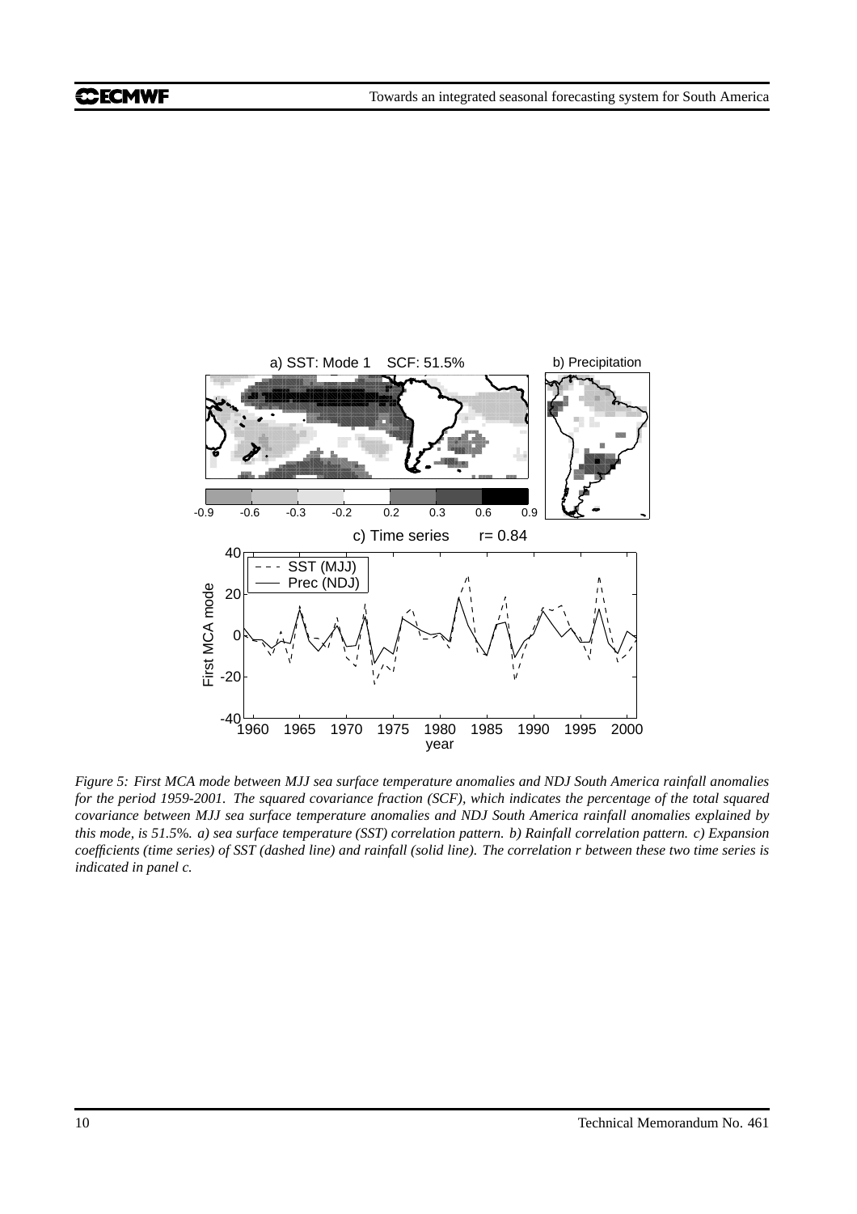*Figure 5: First MCA mode between MJJ sea surface temperature anomalies and NDJ South America rainfall anomalies for the period 1959-2001. The squared covariance fraction (SCF), which indicates the percentage of the total squared covariance between MJJ sea surface temperature anomalies and NDJ South America rainfall anomalies explained by this mode, is 51.5%. a) sea surface temperature (SST) correlation pattern. b) Rainfall correlation pattern. c) Expansion coefficients (time series) of SST (dashed line) and rainfall (solid line). The correlation r between these two time series is indicated in panel c.*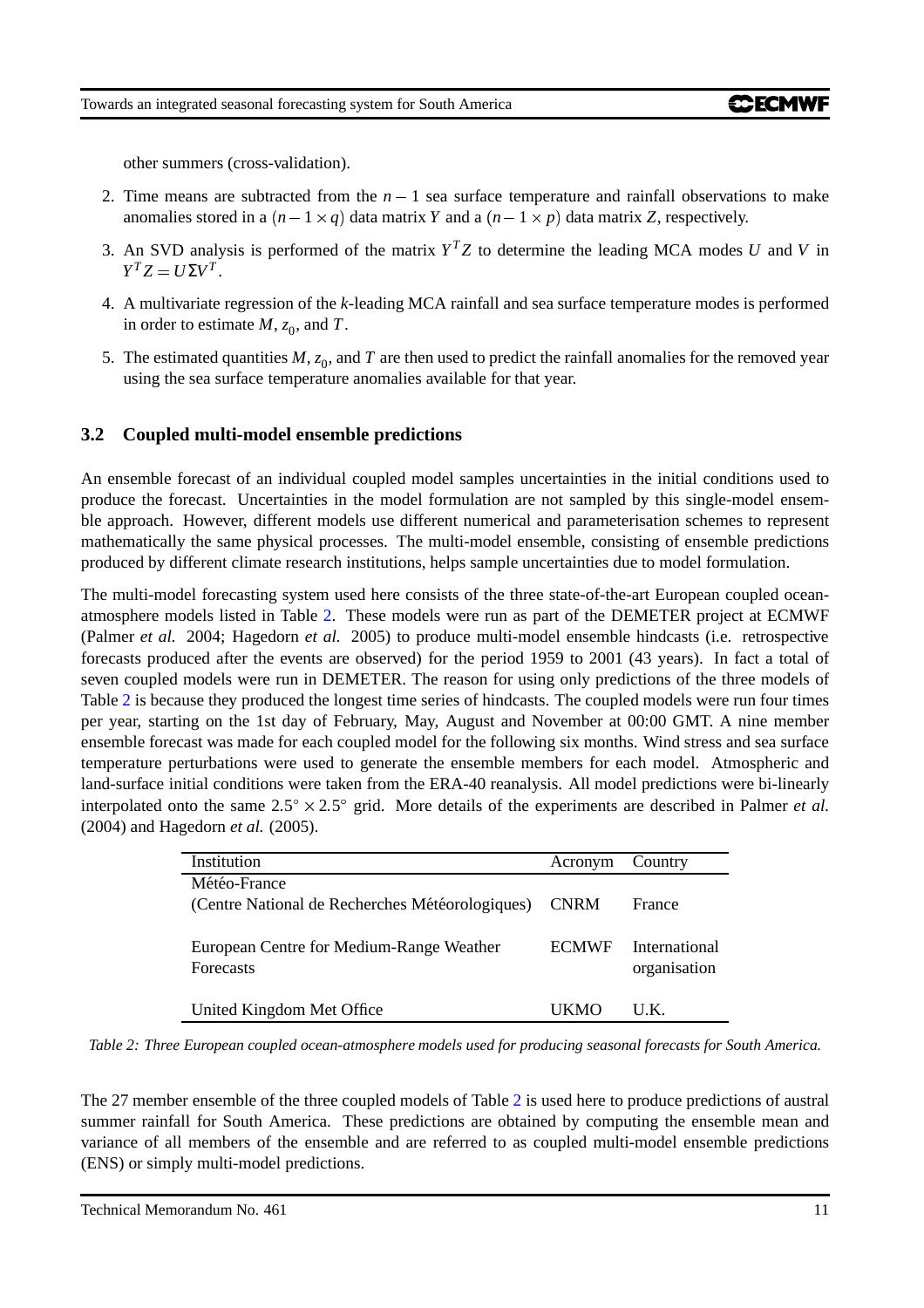other summers (cross-validation).

2. Time means are subtracted from the $n-1$ sea surface temperature and rainfall observations to make anomalies stored in a $(n-1 \times q)$ data matrix $Y$ and a $(n-1 \times p)$ data matrix $Z$, respectively.

3. An SVD analysis is performed of the matrix $Y^T Z$ to determine the leading MCA modes $U$ and $V$ in $Y^T Z = U \Sigma V^T$.

4. A multivariate regression of the $k$-leading MCA rainfall and sea surface temperature modes is performed in order to estimate $M$, $z_0$, and $T$.

5. The estimated quantities $M$, $z_0$, and $T$ are then used to predict the rainfall anomalies for the removed year using the sea surface temperature anomalies available for that year.

### 3.2 Coupled multi-model ensemble predictions

An ensemble forecast of an individual coupled model samples uncertainties in the initial conditions used to produce the forecast. Uncertainties in the model formulation are not sampled by this single-model ensemble approach. However, different models use different numerical and parameterisation schemes to represent mathematically the same physical processes. The multi-model ensemble, consisting of ensemble predictions produced by different climate research institutions, helps sample uncertainties due to model formulation.

The multi-model forecasting system used here consists of the three state-of-the-art European coupled ocean-atmosphere models listed in Table 2. These models were run as part of the DEMETER project at ECMWF (Palmer *et al.* 2004; Hagedorn *et al.* 2005) to produce multi-model ensemble hindcasts (i.e. retrospective forecasts produced after the events are observed) for the period 1959 to 2001 (43 years). In fact a total of seven coupled models were run in DEMETER. The reason for using only predictions of the three models of Table 2 is because they produced the longest time series of hindcasts. The coupled models were run four times per year, starting on the 1st day of February, May, August and November at 00:00 GMT. A nine member ensemble forecast was made for each coupled model for the following six months. Wind stress and sea surface temperature perturbations were used to generate the ensemble members for each model. Atmospheric and land-surface initial conditions were taken from the ERA-40 reanalysis. All model predictions were bi-linearly interpolated onto the same $2.5^{\circ} \times 2.5^{\circ}$ grid. More details of the experiments are described in Palmer *et al.* (2004) and Hagedorn *et al.* (2005).

| Institution | Acronym | Country |
|---|---|---|
| Météo-France (Centre National de Recherches Météorologiques) | CNRM | France |
| European Centre for Medium-Range Weather Forecasts | ECMWF | International organisation |
| United Kingdom Met Office | UKMO | U.K. |

*Table 2: Three European coupled ocean-atmosphere models used for producing seasonal forecasts for South America.*

The 27 member ensemble of the three coupled models of Table 2 is used here to produce predictions of austral summer rainfall for South America. These predictions are obtained by computing the ensemble mean and variance of all members of the ensemble and are referred to as coupled multi-model ensemble predictions (ENS) or simply multi-model predictions.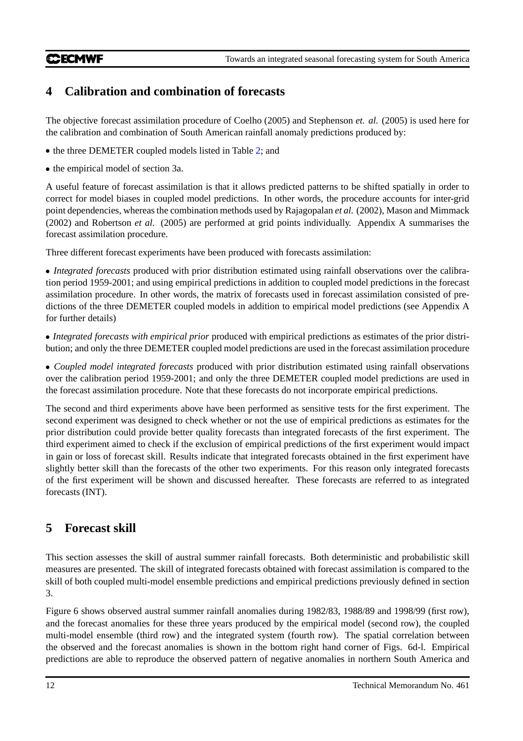# 4 Calibration and combination of forecasts

The objective forecast assimilation procedure of Coelho (2005) and Stephenson *et. al.* (2005) is used here for the calibration and combination of South American rainfall anomaly predictions produced by:

- the three DEMETER coupled models listed in Table 2; and
- the empirical model of section 3a.

A useful feature of forecast assimilation is that it allows predicted patterns to be shifted spatially in order to correct for model biases in coupled model predictions. In other words, the procedure accounts for inter-grid point dependencies, whereas the combination methods used by Rajagopalan *et al.* (2002), Mason and Mimmack (2002) and Robertson *et al.* (2005) are performed at grid points individually. Appendix A summarises the forecast assimilation procedure.

Three different forecast experiments have been produced with forecasts assimilation:

- *Integrated forecasts* produced with prior distribution estimated using rainfall observations over the calibration period 1959-2001; and using empirical predictions in addition to coupled model predictions in the forecast assimilation procedure. In other words, the matrix of forecasts used in forecast assimilation consisted of predictions of the three DEMETER coupled models in addition to empirical model predictions (see Appendix A for further details)
- *Integrated forecasts with empirical prior* produced with empirical predictions as estimates of the prior distribution; and only the three DEMETER coupled model predictions are used in the forecast assimilation procedure
- *Coupled model integrated forecasts* produced with prior distribution estimated using rainfall observations over the calibration period 1959-2001; and only the three DEMETER coupled model predictions are used in the forecast assimilation procedure. Note that these forecasts do not incorporate empirical predictions.

The second and third experiments above have been performed as sensitive tests for the first experiment. The second experiment was designed to check whether or not the use of empirical predictions as estimates for the prior distribution could provide better quality forecasts than integrated forecasts of the first experiment. The third experiment aimed to check if the exclusion of empirical predictions of the first experiment would impact in gain or loss of forecast skill. Results indicate that integrated forecasts obtained in the first experiment have slightly better skill than the forecasts of the other two experiments. For this reason only integrated forecasts of the first experiment will be shown and discussed hereafter. These forecasts are referred to as integrated forecasts (INT).

# 5 Forecast skill

This section assesses the skill of austral summer rainfall forecasts. Both deterministic and probabilistic skill measures are presented. The skill of integrated forecasts obtained with forecast assimilation is compared to the skill of both coupled multi-model ensemble predictions and empirical predictions previously defined in section 3.

Figure 6 shows observed austral summer rainfall anomalies during 1982/83, 1988/89 and 1998/99 (first row), and the forecast anomalies for these three years produced by the empirical model (second row), the coupled multi-model ensemble (third row) and the integrated system (fourth row). The spatial correlation between the observed and the forecast anomalies is shown in the bottom right hand corner of Figs. 6d-l. Empirical predictions are able to reproduce the observed pattern of negative anomalies in northern South America and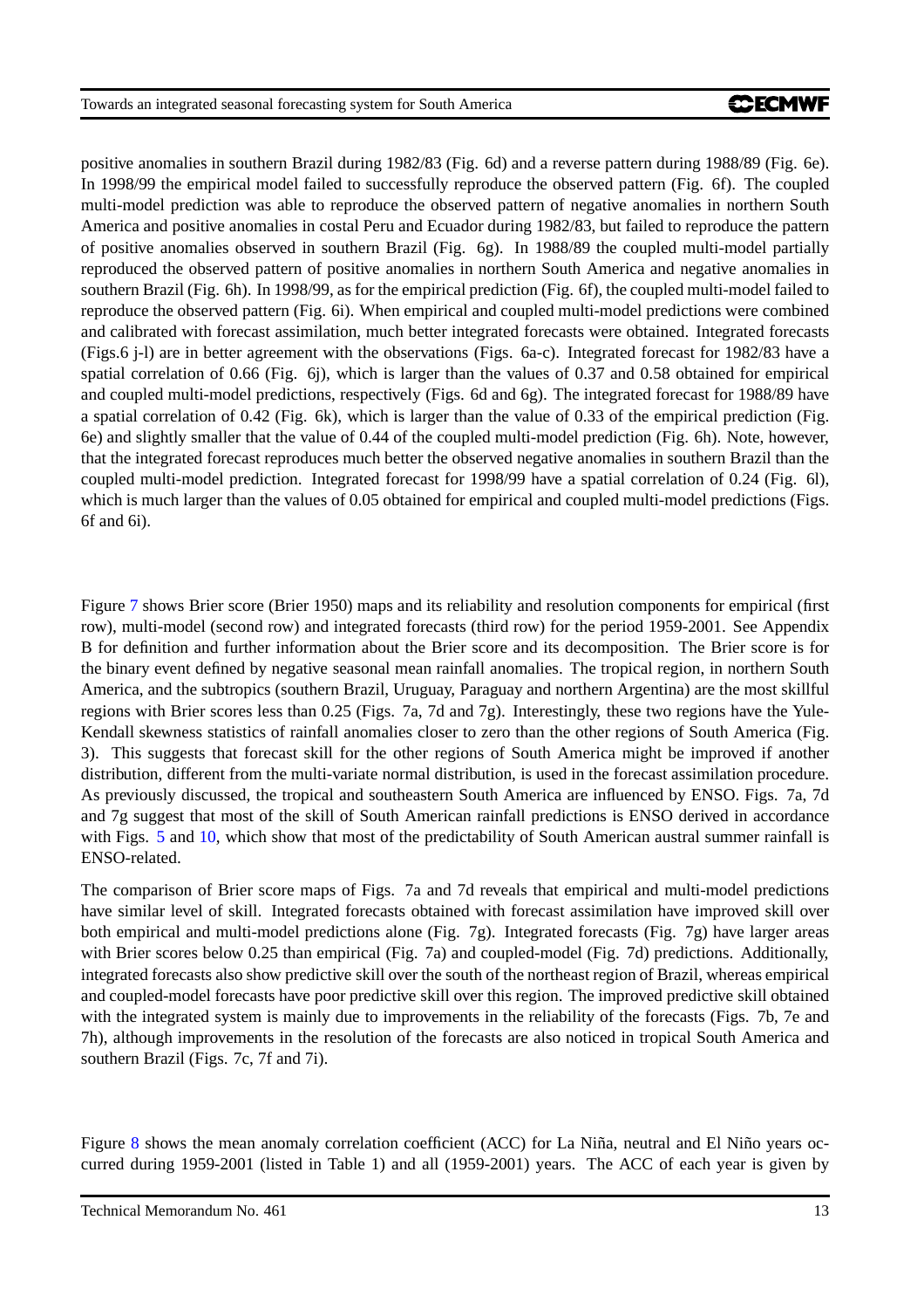positive anomalies in southern Brazil during 1982/83 (Fig. 6d) and a reverse pattern during 1988/89 (Fig. 6e). In 1998/99 the empirical model failed to successfully reproduce the observed pattern (Fig. 6f). The coupled multi-model prediction was able to reproduce the observed pattern of negative anomalies in northern South America and positive anomalies in costal Peru and Ecuador during 1982/83, but failed to reproduce the pattern of positive anomalies observed in southern Brazil (Fig. 6g). In 1988/89 the coupled multi-model partially reproduced the observed pattern of positive anomalies in northern South America and negative anomalies in southern Brazil (Fig. 6h). In 1998/99, as for the empirical prediction (Fig. 6f), the coupled multi-model failed to reproduce the observed pattern (Fig. 6i). When empirical and coupled multi-model predictions were combined and calibrated with forecast assimilation, much better integrated forecasts were obtained. Integrated forecasts (Figs.6 j-l) are in better agreement with the observations (Figs. 6a-c). Integrated forecast for 1982/83 have a spatial correlation of 0.66 (Fig. 6j), which is larger than the values of 0.37 and 0.58 obtained for empirical and coupled multi-model predictions, respectively (Figs. 6d and 6g). The integrated forecast for 1988/89 have a spatial correlation of 0.42 (Fig. 6k), which is larger than the value of 0.33 of the empirical prediction (Fig. 6e) and slightly smaller that the value of 0.44 of the coupled multi-model prediction (Fig. 6h). Note, however, that the integrated forecast reproduces much better the observed negative anomalies in southern Brazil than the coupled multi-model prediction. Integrated forecast for 1998/99 have a spatial correlation of 0.24 (Fig. 6l), which is much larger than the values of 0.05 obtained for empirical and coupled multi-model predictions (Figs. 6f and 6i).

Figure 7 shows Brier score (Brier 1950) maps and its reliability and resolution components for empirical (first row), multi-model (second row) and integrated forecasts (third row) for the period 1959-2001. See Appendix B for definition and further information about the Brier score and its decomposition. The Brier score is for the binary event defined by negative seasonal mean rainfall anomalies. The tropical region, in northern South America, and the subtropics (southern Brazil, Uruguay, Paraguay and northern Argentina) are the most skillful regions with Brier scores less than 0.25 (Figs. 7a, 7d and 7g). Interestingly, these two regions have the Yule-Kendall skewness statistics of rainfall anomalies closer to zero than the other regions of South America (Fig. 3). This suggests that forecast skill for the other regions of South America might be improved if another distribution, different from the multi-variate normal distribution, is used in the forecast assimilation procedure. As previously discussed, the tropical and southeastern South America are influenced by ENSO. Figs. 7a, 7d and 7g suggest that most of the skill of South American rainfall predictions is ENSO derived in accordance with Figs. 5 and 10, which show that most of the predictability of South American austral summer rainfall is ENSO-related.

The comparison of Brier score maps of Figs. 7a and 7d reveals that empirical and multi-model predictions have similar level of skill. Integrated forecasts obtained with forecast assimilation have improved skill over both empirical and multi-model predictions alone (Fig. 7g). Integrated forecasts (Fig. 7g) have larger areas with Brier scores below 0.25 than empirical (Fig. 7a) and coupled-model (Fig. 7d) predictions. Additionally, integrated forecasts also show predictive skill over the south of the northeast region of Brazil, whereas empirical and coupled-model forecasts have poor predictive skill over this region. The improved predictive skill obtained with the integrated system is mainly due to improvements in the reliability of the forecasts (Figs. 7b, 7e and 7h), although improvements in the resolution of the forecasts are also noticed in tropical South America and southern Brazil (Figs. 7c, 7f and 7i).

Figure 8 shows the mean anomaly correlation coefficient (ACC) for La Niña, neutral and El Niño years occurred during 1959-2001 (listed in Table 1) and all (1959-2001) years. The ACC of each year is given by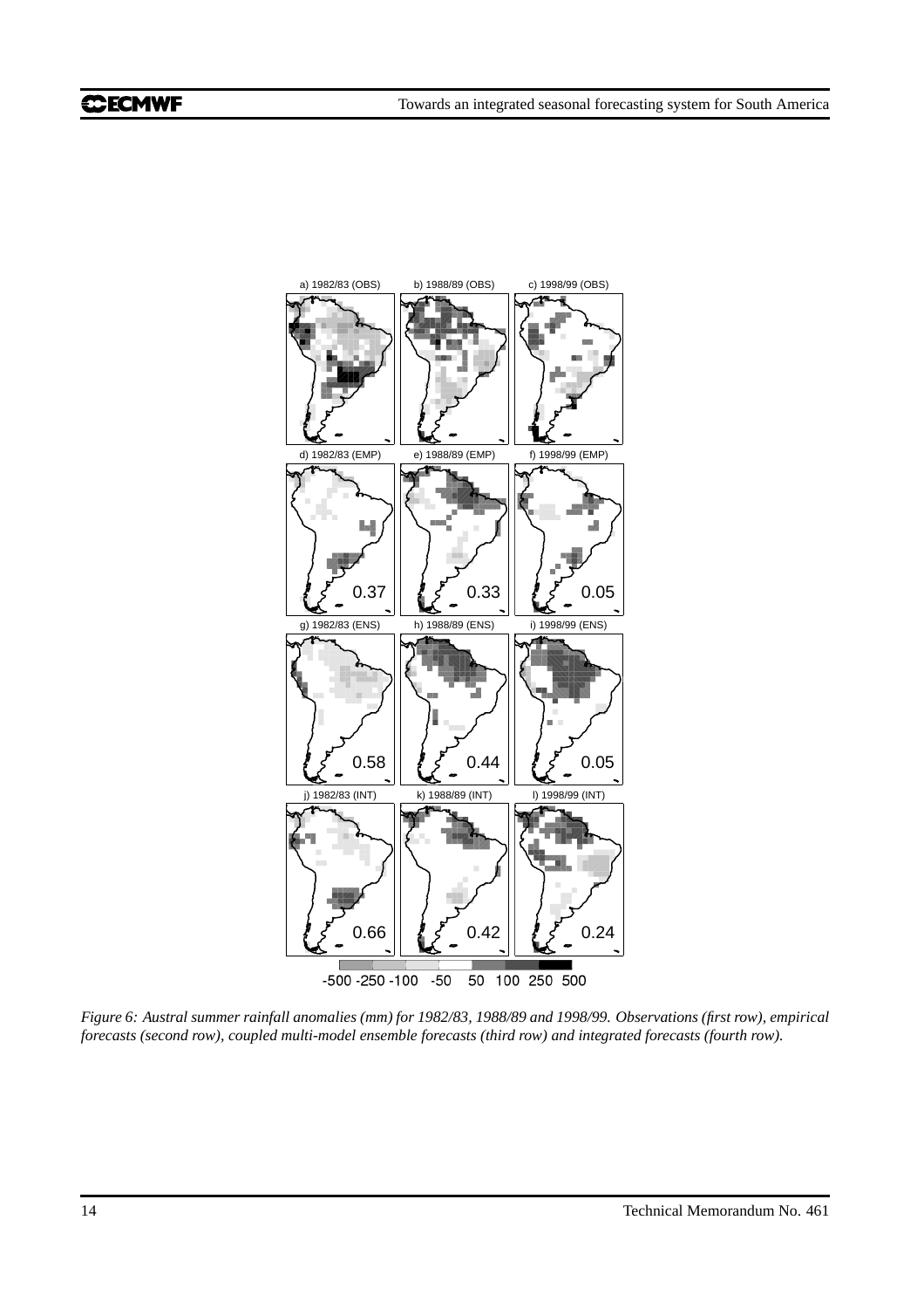*Figure 6: Austral summer rainfall anomalies (mm) for 1982/83, 1988/89 and 1998/99. Observations (first row), empirical forecasts (second row), coupled multi-model ensemble forecasts (third row) and integrated forecasts (fourth row).*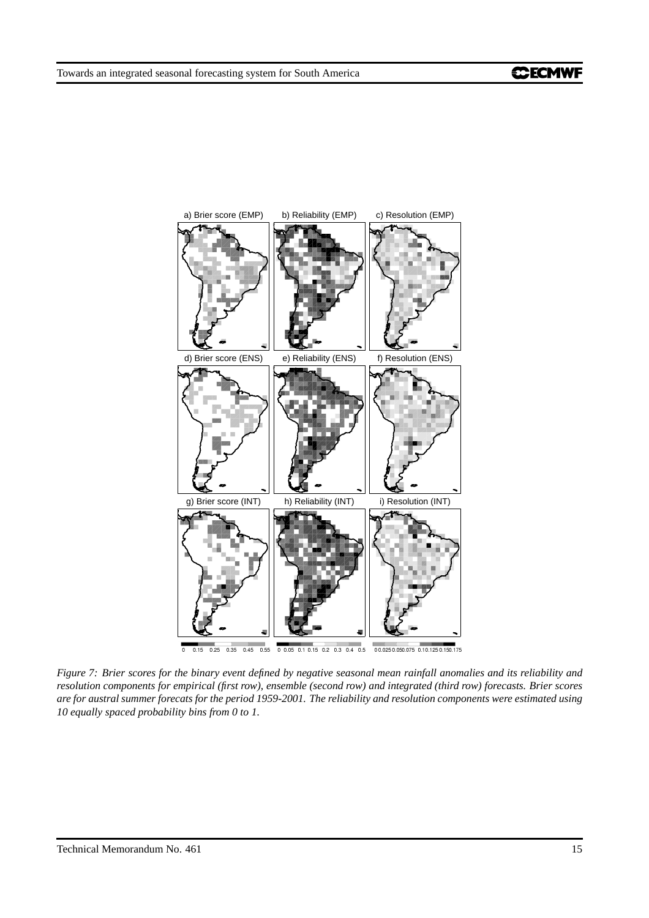*Figure 7: Brier scores for the binary event defined by negative seasonal mean rainfall anomalies and its reliability and resolution components for empirical (first row), ensemble (second row) and integrated (third row) forecasts. Brier scores are for austral summer forecasts for the period 1959-2001. The reliability and resolution components were estimated using 10 equally spaced probability bins from 0 to 1.*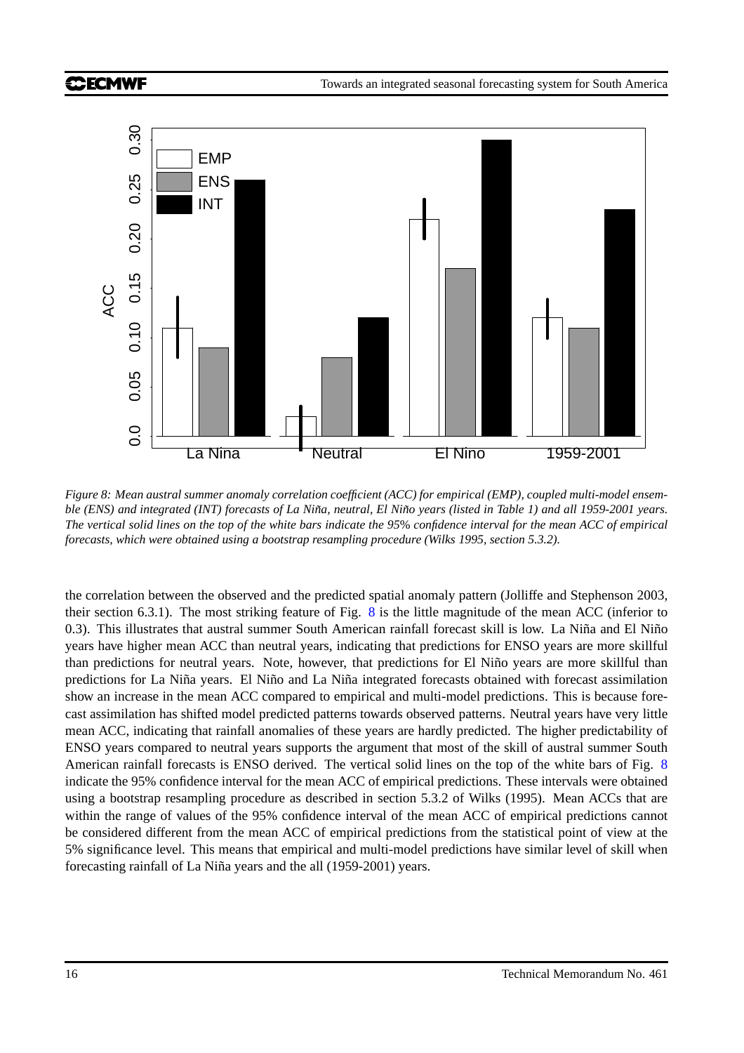*Figure 8: Mean austral summer anomaly correlation coefficient (ACC) for empirical (EMP), coupled multi-model ensemble (ENS) and integrated (INT) forecasts of La Niña, neutral, El Niño years (listed in Table 1) and all 1959-2001 years. The vertical solid lines on the top of the white bars indicate the 95% confidence interval for the mean ACC of empirical forecasts, which were obtained using a bootstrap resampling procedure (Wilks 1995, section 5.3.2).*

the correlation between the observed and the predicted spatial anomaly pattern (Jolliffe and Stephenson 2003, their section 6.3.1). The most striking feature of Fig. 8 is the little magnitude of the mean ACC (inferior to 0.3). This illustrates that austral summer South American rainfall forecast skill is low. La Niña and El Niño years have higher mean ACC than neutral years, indicating that predictions for ENSO years are more skillful than predictions for neutral years. Note, however, that predictions for El Niño years are more skillful than predictions for La Niña years. El Niño and La Niña integrated forecasts obtained with forecast assimilation show an increase in the mean ACC compared to empirical and multi-model predictions. This is because forecast assimilation has shifted model predicted patterns towards observed patterns. Neutral years have very little mean ACC, indicating that rainfall anomalies of these years are hardly predicted. The higher predictability of ENSO years compared to neutral years supports the argument that most of the skill of austral summer South American rainfall forecasts is ENSO derived. The vertical solid lines on the top of the white bars of Fig. 8 indicate the 95% confidence interval for the mean ACC of empirical predictions. These intervals were obtained using a bootstrap resampling procedure as described in section 5.3.2 of Wilks (1995). Mean ACCs that are within the range of values of the 95% confidence interval of the mean ACC of empirical predictions cannot be considered different from the mean ACC of empirical predictions from the statistical point of view at the 5% significance level. This means that empirical and multi-model predictions have similar level of skill when forecasting rainfall of La Niña years and the all (1959-2001) years.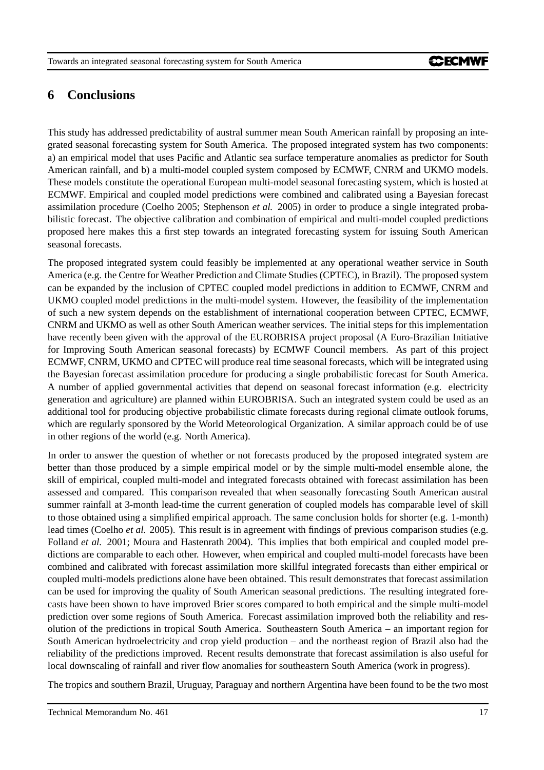# 6 Conclusions

This study has addressed predictability of austral summer mean South American rainfall by proposing an integrated seasonal forecasting system for South America. The proposed integrated system has two components: a) an empirical model that uses Pacific and Atlantic sea surface temperature anomalies as predictor for South American rainfall, and b) a multi-model coupled system composed by ECMWF, CNRM and UKMO models. These models constitute the operational European multi-model seasonal forecasting system, which is hosted at ECMWF. Empirical and coupled model predictions were combined and calibrated using a Bayesian forecast assimilation procedure (Coelho 2005; Stephenson *et al.* 2005) in order to produce a single integrated probabilistic forecast. The objective calibration and combination of empirical and multi-model coupled predictions proposed here makes this a first step towards an integrated forecasting system for issuing South American seasonal forecasts.

The proposed integrated system could feasibly be implemented at any operational weather service in South America (e.g. the Centre for Weather Prediction and Climate Studies (CPTEC), in Brazil). The proposed system can be expanded by the inclusion of CPTEC coupled model predictions in addition to ECMWF, CNRM and UKMO coupled model predictions in the multi-model system. However, the feasibility of the implementation of such a new system depends on the establishment of international cooperation between CPTEC, ECMWF, CNRM and UKMO as well as other South American weather services. The initial steps for this implementation have recently been given with the approval of the EUROBRISA project proposal (A Euro-Brazilian Initiative for Improving South American seasonal forecasts) by ECMWF Council members. As part of this project ECMWF, CNRM, UKMO and CPTEC will produce real time seasonal forecasts, which will be integrated using the Bayesian forecast assimilation procedure for producing a single probabilistic forecast for South America. A number of applied governmental activities that depend on seasonal forecast information (e.g. electricity generation and agriculture) are planned within EUROBRISA. Such an integrated system could be used as an additional tool for producing objective probabilistic climate forecasts during regional climate outlook forums, which are regularly sponsored by the World Meteorological Organization. A similar approach could be of use in other regions of the world (e.g. North America).

In order to answer the question of whether or not forecasts produced by the proposed integrated system are better than those produced by a simple empirical model or by the simple multi-model ensemble alone, the skill of empirical, coupled multi-model and integrated forecasts obtained with forecast assimilation has been assessed and compared. This comparison revealed that when seasonally forecasting South American austral summer rainfall at 3-month lead-time the current generation of coupled models has comparable level of skill to those obtained using a simplified empirical approach. The same conclusion holds for shorter (e.g. 1-month) lead times (Coelho *et al.* 2005). This result is in agreement with findings of previous comparison studies (e.g. Folland *et al.* 2001; Moura and Hastenrath 2004). This implies that both empirical and coupled model predictions are comparable to each other. However, when empirical and coupled multi-model forecasts have been combined and calibrated with forecast assimilation more skillful integrated forecasts than either empirical or coupled multi-models predictions alone have been obtained. This result demonstrates that forecast assimilation can be used for improving the quality of South American seasonal predictions. The resulting integrated forecasts have been shown to have improved Brier scores compared to both empirical and the simple multi-model prediction over some regions of South America. Forecast assimilation improved both the reliability and resolution of the predictions in tropical South America. Southeastern South America – an important region for South American hydroelectricity and crop yield production – and the northeast region of Brazil also had the reliability of the predictions improved. Recent results demonstrate that forecast assimilation is also useful for local downscaling of rainfall and river flow anomalies for southeastern South America (work in progress).

The tropics and southern Brazil, Uruguay, Paraguay and northern Argentina have been found to be the two most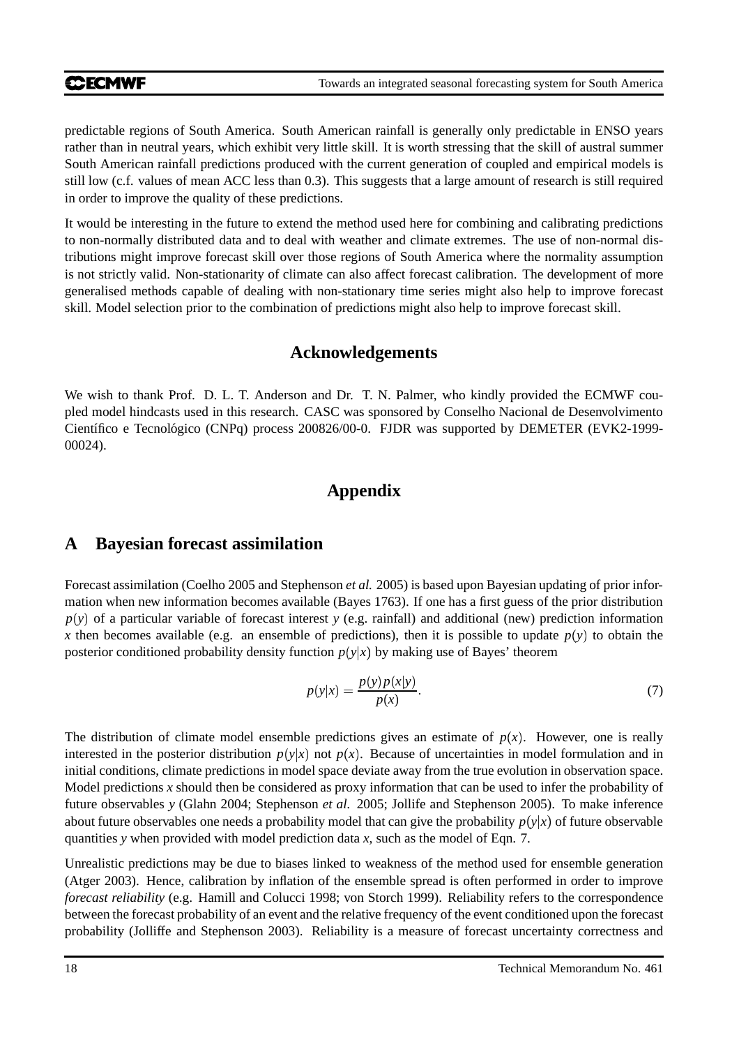predictable regions of South America. South American rainfall is generally only predictable in ENSO years rather than in neutral years, which exhibit very little skill. It is worth stressing that the skill of austral summer South American rainfall predictions produced with the current generation of coupled and empirical models is still low (c.f. values of mean ACC less than 0.3). This suggests that a large amount of research is still required in order to improve the quality of these predictions.

It would be interesting in the future to extend the method used here for combining and calibrating predictions to non-normally distributed data and to deal with weather and climate extremes. The use of non-normal distributions might improve forecast skill over those regions of South America where the normality assumption is not strictly valid. Non-stationarity of climate can also affect forecast calibration. The development of more generalised methods capable of dealing with non-stationary time series might also help to improve forecast skill. Model selection prior to the combination of predictions might also help to improve forecast skill.

## Acknowledgements

We wish to thank Prof. D. L. T. Anderson and Dr. T. N. Palmer, who kindly provided the ECMWF coupled model hindcasts used in this research. CASC was sponsored by Conselho Nacional de Desenvolvimento Científico e Tecnológico (CNPq) process 200826/00-0. FJDR was supported by DEMETER (EVK2-1999-00024).

## Appendix

## A Bayesian forecast assimilation

Forecast assimilation (Coelho 2005 and Stephenson *et al.* 2005) is based upon Bayesian updating of prior information when new information becomes available (Bayes 1763). If one has a first guess of the prior distribution $p(y)$ of a particular variable of forecast interest $y$ (e.g. rainfall) and additional (new) prediction information $x$ then becomes available (e.g. an ensemble of predictions), then it is possible to update $p(y)$ to obtain the posterior conditioned probability density function $p(y|x)$ by making use of Bayes' theorem

$$p(y|x) = \frac{p(y)\,p(x|y)}{p(x)}. \tag{7}$$

The distribution of climate model ensemble predictions gives an estimate of $p(x)$. However, one is really interested in the posterior distribution $p(y|x)$ not $p(x)$. Because of uncertainties in model formulation and in initial conditions, climate predictions in model space deviate away from the true evolution in observation space. Model predictions $x$ should then be considered as proxy information that can be used to infer the probability of future observables $y$ (Glahn 2004; Stephenson *et al.* 2005; Jollife and Stephenson 2005). To make inference about future observables one needs a probability model that can give the probability $p(y|x)$ of future observable quantities $y$ when provided with model prediction data $x$, such as the model of Eqn. 7.

Unrealistic predictions may be due to biases linked to weakness of the method used for ensemble generation (Atger 2003). Hence, calibration by inflation of the ensemble spread is often performed in order to improve *forecast reliability* (e.g. Hamill and Colucci 1998; von Storch 1999). Reliability refers to the correspondence between the forecast probability of an event and the relative frequency of the event conditioned upon the forecast probability (Jolliffe and Stephenson 2003). Reliability is a measure of forecast uncertainty correctness and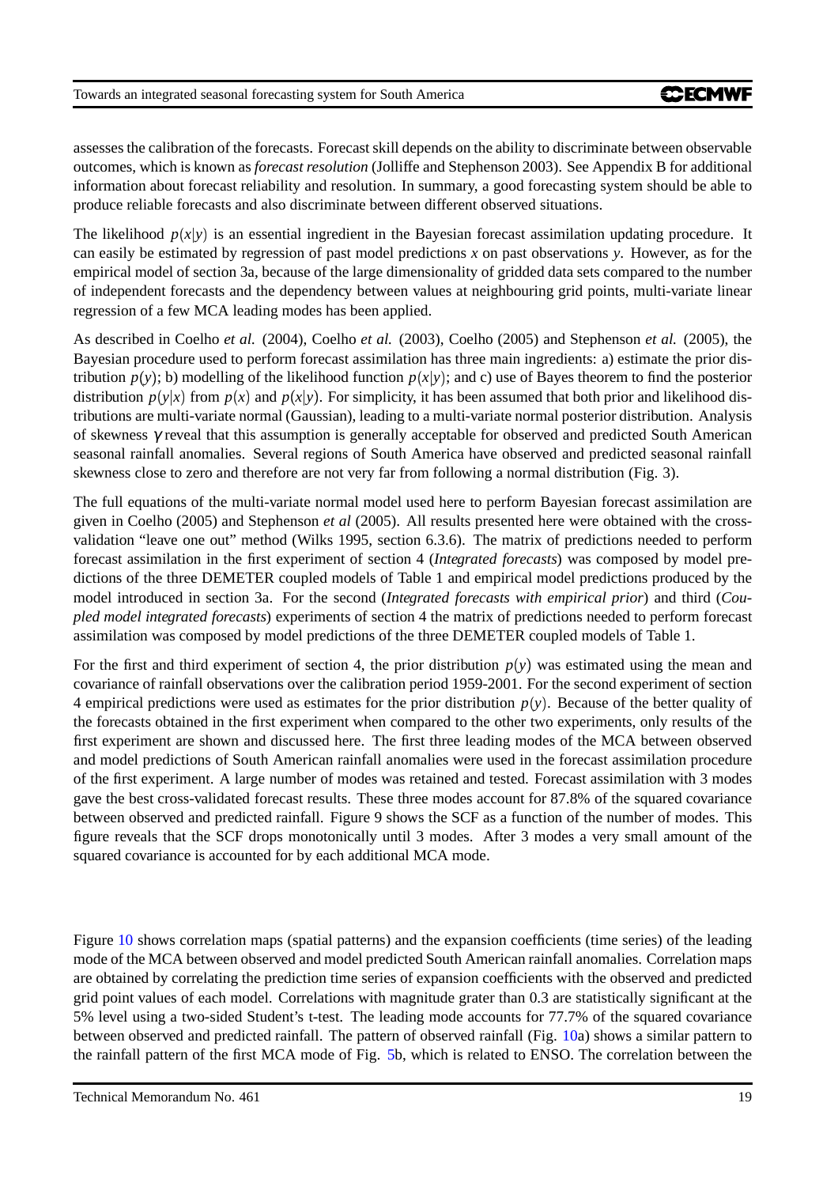assesses the calibration of the forecasts. Forecast skill depends on the ability to discriminate between observable outcomes, which is known as *forecast resolution* (Jolliffe and Stephenson 2003). See Appendix B for additional information about forecast reliability and resolution. In summary, a good forecasting system should be able to produce reliable forecasts and also discriminate between different observed situations.

The likelihood $p(x|y)$ is an essential ingredient in the Bayesian forecast assimilation updating procedure. It can easily be estimated by regression of past model predictions $x$ on past observations $y$. However, as for the empirical model of section 3a, because of the large dimensionality of gridded data sets compared to the number of independent forecasts and the dependency between values at neighbouring grid points, multi-variate linear regression of a few MCA leading modes has been applied.

As described in Coelho *et al.* (2004), Coelho *et al.* (2003), Coelho (2005) and Stephenson *et al.* (2005), the Bayesian procedure used to perform forecast assimilation has three main ingredients: a) estimate the prior distribution $p(y)$; b) modelling of the likelihood function $p(x|y)$; and c) use of Bayes theorem to find the posterior distribution $p(y|x)$ from $p(x)$ and $p(x|y)$. For simplicity, it has been assumed that both prior and likelihood distributions are multi-variate normal (Gaussian), leading to a multi-variate normal posterior distribution. Analysis of skewness $\gamma$ reveal that this assumption is generally acceptable for observed and predicted South American seasonal rainfall anomalies. Several regions of South America have observed and predicted seasonal rainfall skewness close to zero and therefore are not very far from following a normal distribution (Fig. 3).

The full equations of the multi-variate normal model used here to perform Bayesian forecast assimilation are given in Coelho (2005) and Stephenson *et al* (2005). All results presented here were obtained with the cross-validation "leave one out" method (Wilks 1995, section 6.3.6). The matrix of predictions needed to perform forecast assimilation in the first experiment of section 4 (*Integrated forecasts*) was composed by model predictions of the three DEMETER coupled models of Table 1 and empirical model predictions produced by the model introduced in section 3a. For the second (*Integrated forecasts with empirical prior*) and third (*Coupled model integrated forecasts*) experiments of section 4 the matrix of predictions needed to perform forecast assimilation was composed by model predictions of the three DEMETER coupled models of Table 1.

For the first and third experiment of section 4, the prior distribution $p(y)$ was estimated using the mean and covariance of rainfall observations over the calibration period 1959-2001. For the second experiment of section 4 empirical predictions were used as estimates for the prior distribution $p(y)$. Because of the better quality of the forecasts obtained in the first experiment when compared to the other two experiments, only results of the first experiment are shown and discussed here. The first three leading modes of the MCA between observed and model predictions of South American rainfall anomalies were used in the forecast assimilation procedure of the first experiment. A large number of modes was retained and tested. Forecast assimilation with 3 modes gave the best cross-validated forecast results. These three modes account for 87.8% of the squared covariance between observed and predicted rainfall. Figure 9 shows the SCF as a function of the number of modes. This figure reveals that the SCF drops monotonically until 3 modes. After 3 modes a very small amount of the squared covariance is accounted for by each additional MCA mode.

Figure 10 shows correlation maps (spatial patterns) and the expansion coefficients (time series) of the leading mode of the MCA between observed and model predicted South American rainfall anomalies. Correlation maps are obtained by correlating the prediction time series of expansion coefficients with the observed and predicted grid point values of each model. Correlations with magnitude grater than 0.3 are statistically significant at the 5% level using a two-sided Student's t-test. The leading mode accounts for 77.7% of the squared covariance between observed and predicted rainfall. The pattern of observed rainfall (Fig. 10a) shows a similar pattern to the rainfall pattern of the first MCA mode of Fig. 5b, which is related to ENSO. The correlation between the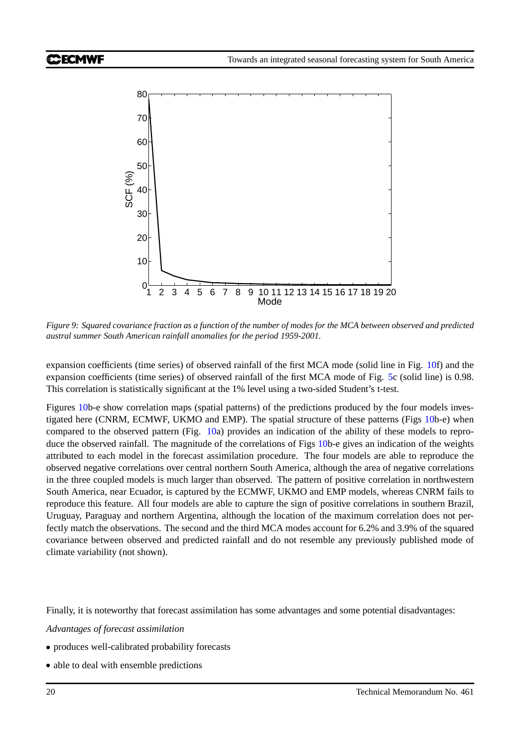*Figure 9: Squared covariance fraction as a function of the number of modes for the MCA between observed and predicted austral summer South American rainfall anomalies for the period 1959-2001.*

expansion coefficients (time series) of observed rainfall of the first MCA mode (solid line in Fig. 10f) and the expansion coefficients (time series) of observed rainfall of the first MCA mode of Fig. 5c (solid line) is 0.98. This correlation is statistically significant at the 1% level using a two-sided Student's t-test.

Figures 10b-e show correlation maps (spatial patterns) of the predictions produced by the four models investigated here (CNRM, ECMWF, UKMO and EMP). The spatial structure of these patterns (Figs 10b-e) when compared to the observed pattern (Fig. 10a) provides an indication of the ability of these models to reproduce the observed rainfall. The magnitude of the correlations of Figs 10b-e gives an indication of the weights attributed to each model in the forecast assimilation procedure. The four models are able to reproduce the observed negative correlations over central northern South America, although the area of negative correlations in the three coupled models is much larger than observed. The pattern of positive correlation in northwestern South America, near Ecuador, is captured by the ECMWF, UKMO and EMP models, whereas CNRM fails to reproduce this feature. All four models are able to capture the sign of positive correlations in southern Brazil, Uruguay, Paraguay and northern Argentina, although the location of the maximum correlation does not perfectly match the observations. The second and the third MCA modes account for 6.2% and 3.9% of the squared covariance between observed and predicted rainfall and do not resemble any previously published mode of climate variability (not shown).

Finally, it is noteworthy that forecast assimilation has some advantages and some potential disadvantages:

*Advantages of forecast assimilation*

- produces well-calibrated probability forecasts
- able to deal with ensemble predictions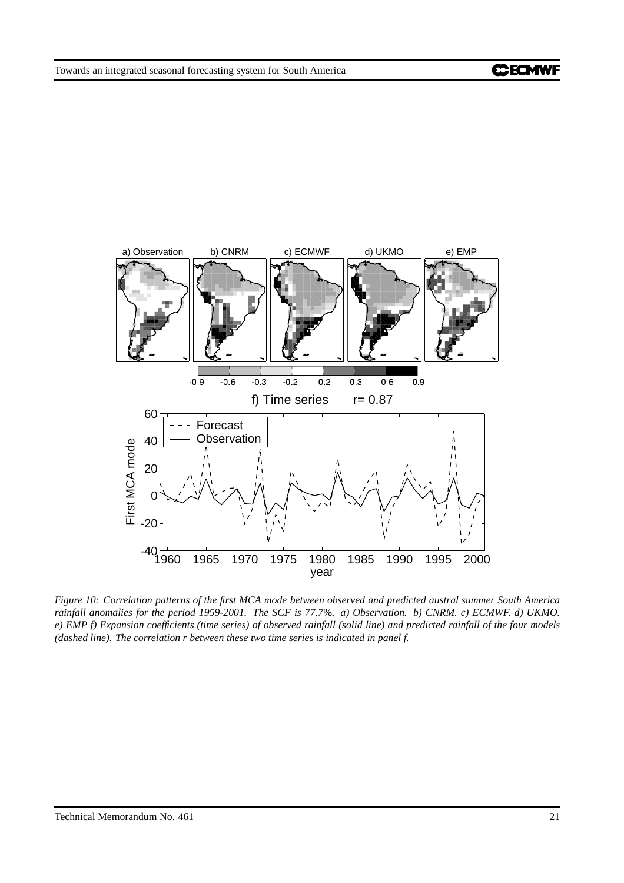*Figure 10: Correlation patterns of the first MCA mode between observed and predicted austral summer South America rainfall anomalies for the period 1959-2001. The SCF is 77.7%. a) Observation. b) CNRM. c) ECMWF. d) UKMO. e) EMP f) Expansion coefficients (time series) of observed rainfall (solid line) and predicted rainfall of the four models (dashed line). The correlation r between these two time series is indicated in panel f.*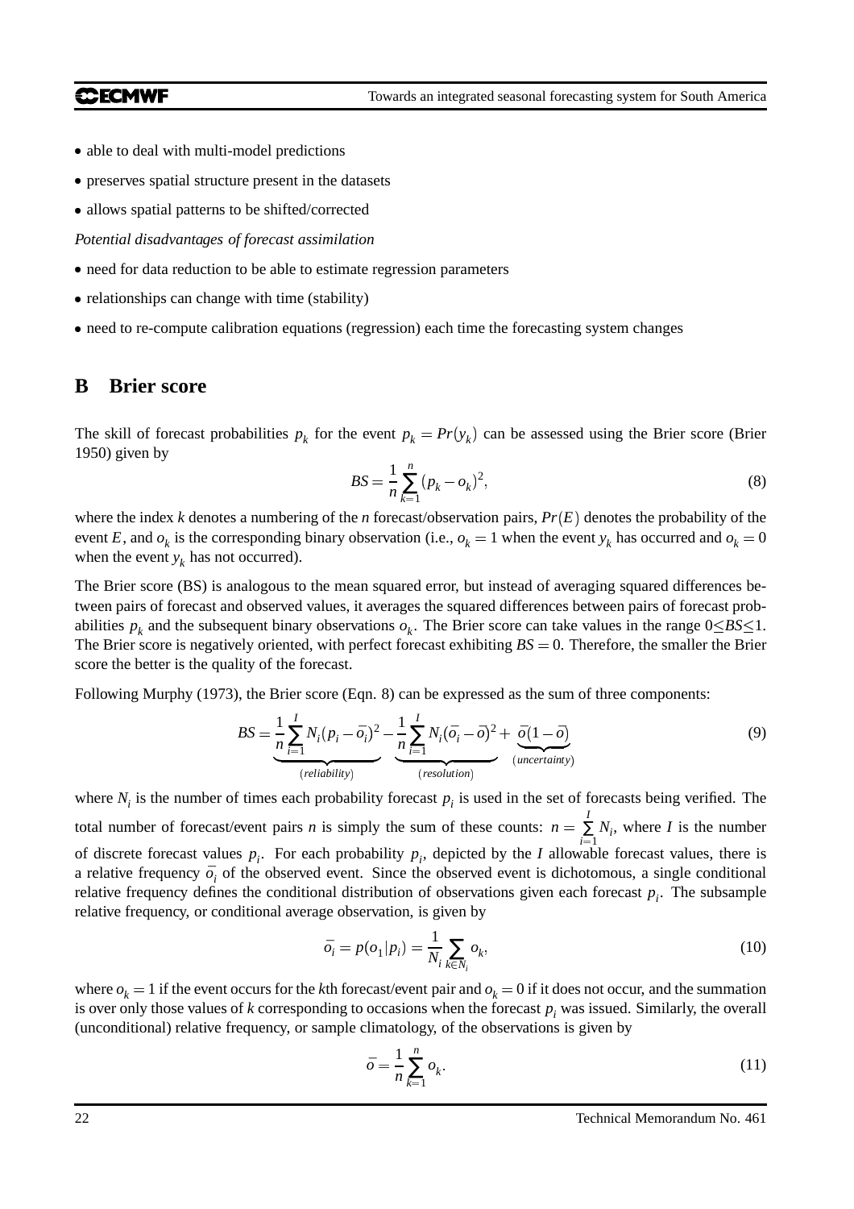- able to deal with multi-model predictions
- preserves spatial structure present in the datasets
- allows spatial patterns to be shifted/corrected

*Potential disadvantages of forecast assimilation*

- need for data reduction to be able to estimate regression parameters
- relationships can change with time (stability)
- need to re-compute calibration equations (regression) each time the forecasting system changes

## B Brier score

The skill of forecast probabilities $p_k$ for the event $p_k = Pr(y_k)$ can be assessed using the Brier score (Brier 1950) given by

$$BS = \frac{1}{n}\sum_{k=1}^{n}(p_k - o_k)^2, \tag{8}$$

where the index $k$ denotes a numbering of the $n$ forecast/observation pairs, $Pr(E)$ denotes the probability of the event $E$, and $o_k$ is the corresponding binary observation (i.e., $o_k = 1$ when the event $y_k$ has occurred and $o_k = 0$ when the event $y_k$ has not occurred).

The Brier score (BS) is analogous to the mean squared error, but instead of averaging squared differences between pairs of forecast and observed values, it averages the squared differences between pairs of forecast probabilities $p_k$ and the subsequent binary observations $o_k$. The Brier score can take values in the range $0 \leq BS \leq 1$. The Brier score is negatively oriented, with perfect forecast exhibiting $BS = 0$. Therefore, the smaller the Brier score the better is the quality of the forecast.

Following Murphy (1973), the Brier score (Eqn. 8) can be expressed as the sum of three components:

$$BS = \underbrace{\frac{1}{n}\sum_{i=1}^{I}N_i(p_i - \bar{o}_i)^2}_{(reliability)} - \underbrace{\frac{1}{n}\sum_{i=1}^{I}N_i(\bar{o}_i - \bar{o})^2}_{(resolution)} + \underbrace{\bar{o}(1-\bar{o})}_{(uncertainty)} \tag{9}$$

where $N_i$ is the number of times each probability forecast $p_i$ is used in the set of forecasts being verified. The total number of forecast/event pairs $n$ is simply the sum of these counts: $n = \sum_{i=1}^{I} N_i$, where $I$ is the number of discrete forecast values $p_i$. For each probability $p_i$, depicted by the $I$ allowable forecast values, there is a relative frequency $\bar{o}_i$ of the observed event. Since the observed event is dichotomous, a single conditional relative frequency defines the conditional distribution of observations given each forecast $p_i$. The subsample relative frequency, or conditional average observation, is given by

$$\bar{o}_i = p(o_1|p_i) = \frac{1}{N_i}\sum_{k \in N_i} o_k, \tag{10}$$

where $o_k = 1$ if the event occurs for the $k$th forecast/event pair and $o_k = 0$ if it does not occur, and the summation is over only those values of $k$ corresponding to occasions when the forecast $p_i$ was issued. Similarly, the overall (unconditional) relative frequency, or sample climatology, of the observations is given by

$$\bar{o} = \frac{1}{n}\sum_{k=1}^{n} o_k. \tag{11}$$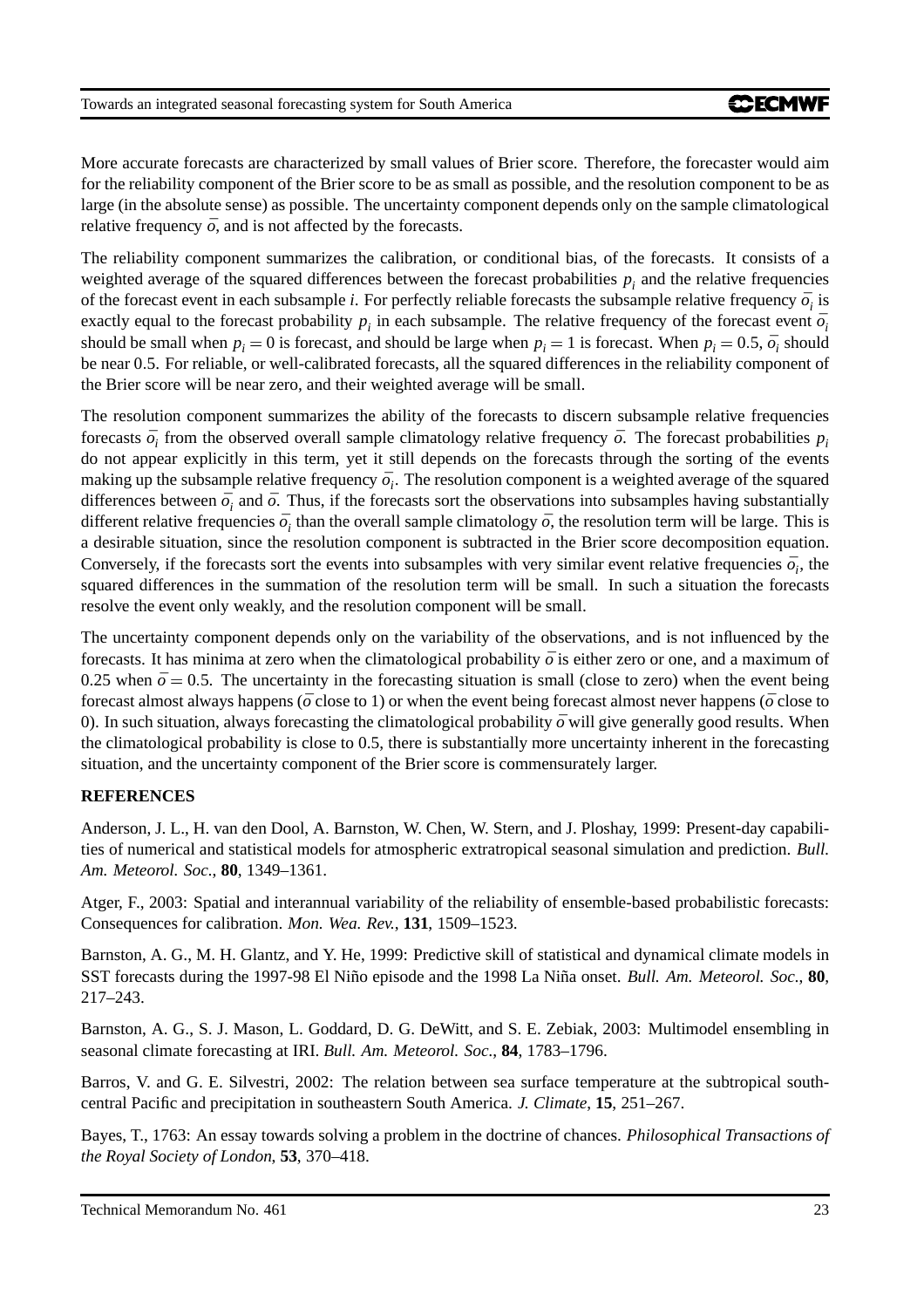More accurate forecasts are characterized by small values of Brier score. Therefore, the forecaster would aim for the reliability component of the Brier score to be as small as possible, and the resolution component to be as large (in the absolute sense) as possible. The uncertainty component depends only on the sample climatological relative frequency $\bar{o}$, and is not affected by the forecasts.

The reliability component summarizes the calibration, or conditional bias, of the forecasts. It consists of a weighted average of the squared differences between the forecast probabilities $p_i$ and the relative frequencies of the forecast event in each subsample $i$. For perfectly reliable forecasts the subsample relative frequency $\bar{o_i}$ is exactly equal to the forecast probability $p_i$ in each subsample. The relative frequency of the forecast event $\bar{o_i}$ should be small when $p_i = 0$ is forecast, and should be large when $p_i = 1$ is forecast. When $p_i = 0.5$, $\bar{o_i}$ should be near 0.5. For reliable, or well-calibrated forecasts, all the squared differences in the reliability component of the Brier score will be near zero, and their weighted average will be small.

The resolution component summarizes the ability of the forecasts to discern subsample relative frequencies forecasts $\bar{o_i}$ from the observed overall sample climatology relative frequency $\bar{o}$. The forecast probabilities $p_i$ do not appear explicitly in this term, yet it still depends on the forecasts through the sorting of the events making up the subsample relative frequency $\bar{o_i}$. The resolution component is a weighted average of the squared differences between $\bar{o_i}$ and $\bar{o}$. Thus, if the forecasts sort the observations into subsamples having substantially different relative frequencies $\bar{o_i}$ than the overall sample climatology $\bar{o}$, the resolution term will be large. This is a desirable situation, since the resolution component is subtracted in the Brier score decomposition equation. Conversely, if the forecasts sort the events into subsamples with very similar event relative frequencies $\bar{o_i}$, the squared differences in the summation of the resolution term will be small. In such a situation the forecasts resolve the event only weakly, and the resolution component will be small.

The uncertainty component depends only on the variability of the observations, and is not influenced by the forecasts. It has minima at zero when the climatological probability $\bar{o}$ is either zero or one, and a maximum of 0.25 when $\bar{o} = 0.5$. The uncertainty in the forecasting situation is small (close to zero) when the event being forecast almost always happens ($\bar{o}$ close to 1) or when the event being forecast almost never happens ($\bar{o}$ close to 0). In such situation, always forecasting the climatological probability $\bar{o}$ will give generally good results. When the climatological probability is close to 0.5, there is substantially more uncertainty inherent in the forecasting situation, and the uncertainty component of the Brier score is commensurately larger.

**REFERENCES**

Anderson, J. L., H. van den Dool, A. Barnston, W. Chen, W. Stern, and J. Ploshay, 1999: Present-day capabilities of numerical and statistical models for atmospheric extratropical seasonal simulation and prediction. *Bull. Am. Meteorol. Soc.*, **80**, 1349–1361.

Atger, F., 2003: Spatial and interannual variability of the reliability of ensemble-based probabilistic forecasts: Consequences for calibration. *Mon. Wea. Rev.*, **131**, 1509–1523.

Barnston, A. G., M. H. Glantz, and Y. He, 1999: Predictive skill of statistical and dynamical climate models in SST forecasts during the 1997-98 El Niño episode and the 1998 La Niña onset. *Bull. Am. Meteorol. Soc.*, **80**, 217–243.

Barnston, A. G., S. J. Mason, L. Goddard, D. G. DeWitt, and S. E. Zebiak, 2003: Multimodel ensembling in seasonal climate forecasting at IRI. *Bull. Am. Meteorol. Soc.*, **84**, 1783–1796.

Barros, V. and G. E. Silvestri, 2002: The relation between sea surface temperature at the subtropical south-central Pacific and precipitation in southeastern South America. *J. Climate*, **15**, 251–267.

Bayes, T., 1763: An essay towards solving a problem in the doctrine of chances. *Philosophical Transactions of the Royal Society of London*, **53**, 370–418.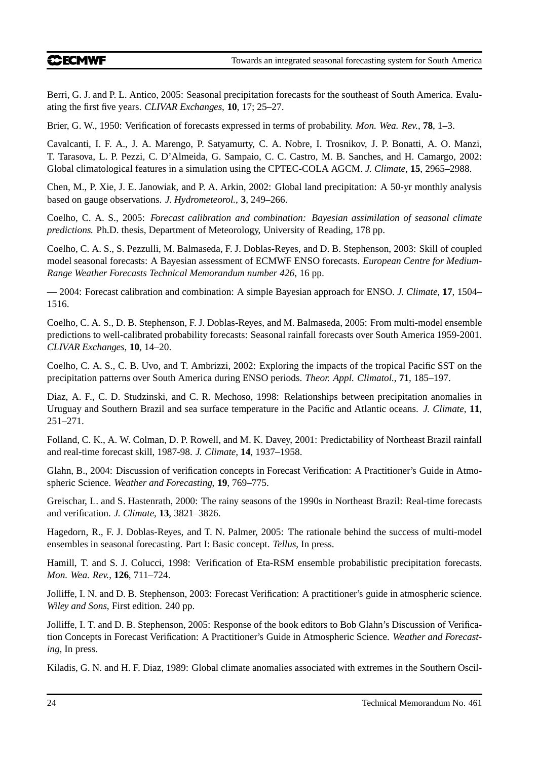Berri, G. J. and P. L. Antico, 2005: Seasonal precipitation forecasts for the southeast of South America. Evaluating the first five years. *CLIVAR Exchanges*, **10**, 17; 25–27.

Brier, G. W., 1950: Verification of forecasts expressed in terms of probability. *Mon. Wea. Rev.*, **78**, 1–3.

Cavalcanti, I. F. A., J. A. Marengo, P. Satyamurty, C. A. Nobre, I. Trosnikov, J. P. Bonatti, A. O. Manzi, T. Tarasova, L. P. Pezzi, C. D'Almeida, G. Sampaio, C. C. Castro, M. B. Sanches, and H. Camargo, 2002: Global climatological features in a simulation using the CPTEC-COLA AGCM. *J. Climate*, **15**, 2965–2988.

Chen, M., P. Xie, J. E. Janowiak, and P. A. Arkin, 2002: Global land precipitation: A 50-yr monthly analysis based on gauge observations. *J. Hydrometeorol.*, **3**, 249–266.

Coelho, C. A. S., 2005: *Forecast calibration and combination: Bayesian assimilation of seasonal climate predictions.* Ph.D. thesis, Department of Meteorology, University of Reading, 178 pp.

Coelho, C. A. S., S. Pezzulli, M. Balmaseda, F. J. Doblas-Reyes, and D. B. Stephenson, 2003: Skill of coupled model seasonal forecasts: A Bayesian assessment of ECMWF ENSO forecasts. *European Centre for Medium-Range Weather Forecasts Technical Memorandum number 426*, 16 pp.

— 2004: Forecast calibration and combination: A simple Bayesian approach for ENSO. *J. Climate*, **17**, 1504–1516.

Coelho, C. A. S., D. B. Stephenson, F. J. Doblas-Reyes, and M. Balmaseda, 2005: From multi-model ensemble predictions to well-calibrated probability forecasts: Seasonal rainfall forecasts over South America 1959-2001. *CLIVAR Exchanges*, **10**, 14–20.

Coelho, C. A. S., C. B. Uvo, and T. Ambrizzi, 2002: Exploring the impacts of the tropical Pacific SST on the precipitation patterns over South America during ENSO periods. *Theor. Appl. Climatol.*, **71**, 185–197.

Diaz, A. F., C. D. Studzinski, and C. R. Mechoso, 1998: Relationships between precipitation anomalies in Uruguay and Southern Brazil and sea surface temperature in the Pacific and Atlantic oceans. *J. Climate*, **11**, 251–271.

Folland, C. K., A. W. Colman, D. P. Rowell, and M. K. Davey, 2001: Predictability of Northeast Brazil rainfall and real-time forecast skill, 1987-98. *J. Climate*, **14**, 1937–1958.

Glahn, B., 2004: Discussion of verification concepts in Forecast Verification: A Practitioner's Guide in Atmospheric Science. *Weather and Forecasting*, **19**, 769–775.

Greischar, L. and S. Hastenrath, 2000: The rainy seasons of the 1990s in Northeast Brazil: Real-time forecasts and verification. *J. Climate*, **13**, 3821–3826.

Hagedorn, R., F. J. Doblas-Reyes, and T. N. Palmer, 2005: The rationale behind the success of multi-model ensembles in seasonal forecasting. Part I: Basic concept. *Tellus*, In press.

Hamill, T. and S. J. Colucci, 1998: Verification of Eta-RSM ensemble probabilistic precipitation forecasts. *Mon. Wea. Rev.*, **126**, 711–724.

Jolliffe, I. N. and D. B. Stephenson, 2003: Forecast Verification: A practitioner's guide in atmospheric science. *Wiley and Sons*, First edition. 240 pp.

Jolliffe, I. T. and D. B. Stephenson, 2005: Response of the book editors to Bob Glahn's Discussion of Verification Concepts in Forecast Verification: A Practitioner's Guide in Atmospheric Science. *Weather and Forecasting*, In press.

Kiladis, G. N. and H. F. Diaz, 1989: Global climate anomalies associated with extremes in the Southern Oscil-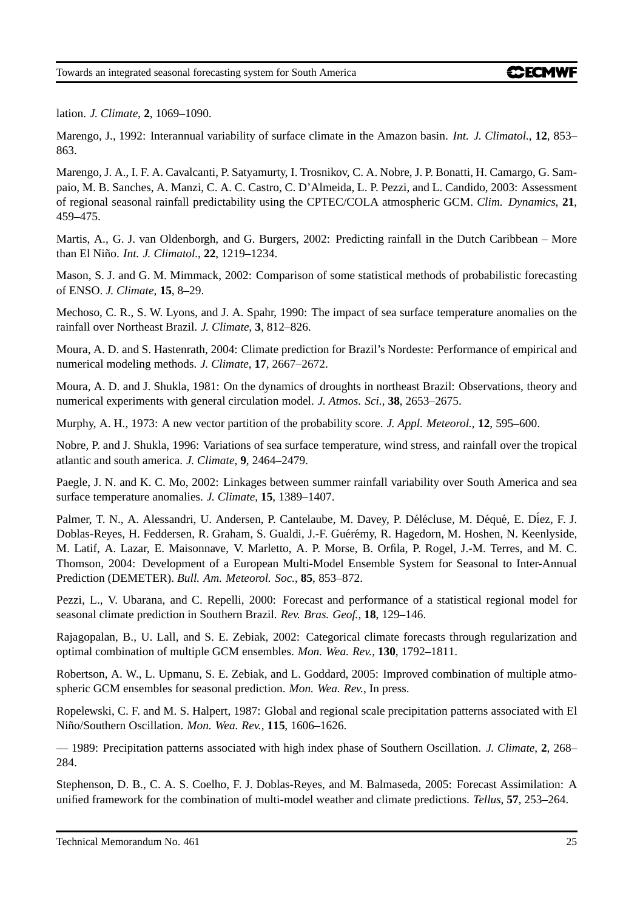lation. *J. Climate*, **2**, 1069–1090.

Marengo, J., 1992: Interannual variability of surface climate in the Amazon basin. *Int. J. Climatol.*, **12**, 853–863.

Marengo, J. A., I. F. A. Cavalcanti, P. Satyamurty, I. Trosnikov, C. A. Nobre, J. P. Bonatti, H. Camargo, G. Sampaio, M. B. Sanches, A. Manzi, C. A. C. Castro, C. D'Almeida, L. P. Pezzi, and L. Candido, 2003: Assessment of regional seasonal rainfall predictability using the CPTEC/COLA atmospheric GCM. *Clim. Dynamics*, **21**, 459–475.

Martis, A., G. J. van Oldenborgh, and G. Burgers, 2002: Predicting rainfall in the Dutch Caribbean – More than El Niño. *Int. J. Climatol.*, **22**, 1219–1234.

Mason, S. J. and G. M. Mimmack, 2002: Comparison of some statistical methods of probabilistic forecasting of ENSO. *J. Climate*, **15**, 8–29.

Mechoso, C. R., S. W. Lyons, and J. A. Spahr, 1990: The impact of sea surface temperature anomalies on the rainfall over Northeast Brazil. *J. Climate*, **3**, 812–826.

Moura, A. D. and S. Hastenrath, 2004: Climate prediction for Brazil's Nordeste: Performance of empirical and numerical modeling methods. *J. Climate*, **17**, 2667–2672.

Moura, A. D. and J. Shukla, 1981: On the dynamics of droughts in northeast Brazil: Observations, theory and numerical experiments with general circulation model. *J. Atmos. Sci.*, **38**, 2653–2675.

Murphy, A. H., 1973: A new vector partition of the probability score. *J. Appl. Meteorol.*, **12**, 595–600.

Nobre, P. and J. Shukla, 1996: Variations of sea surface temperature, wind stress, and rainfall over the tropical atlantic and south america. *J. Climate*, **9**, 2464–2479.

Paegle, J. N. and K. C. Mo, 2002: Linkages between summer rainfall variability over South America and sea surface temperature anomalies. *J. Climate*, **15**, 1389–1407.

Palmer, T. N., A. Alessandri, U. Andersen, P. Cantelaube, M. Davey, P. Délécluse, M. Déqué, E. Díez, F. J. Doblas-Reyes, H. Feddersen, R. Graham, S. Gualdi, J.-F. Guérémy, R. Hagedorn, M. Hoshen, N. Keenlyside, M. Latif, A. Lazar, E. Maisonnave, V. Marletto, A. P. Morse, B. Orfila, P. Rogel, J.-M. Terres, and M. C. Thomson, 2004: Development of a European Multi-Model Ensemble System for Seasonal to Inter-Annual Prediction (DEMETER). *Bull. Am. Meteorol. Soc.*, **85**, 853–872.

Pezzi, L., V. Ubarana, and C. Repelli, 2000: Forecast and performance of a statistical regional model for seasonal climate prediction in Southern Brazil. *Rev. Bras. Geof.*, **18**, 129–146.

Rajagopalan, B., U. Lall, and S. E. Zebiak, 2002: Categorical climate forecasts through regularization and optimal combination of multiple GCM ensembles. *Mon. Wea. Rev.*, **130**, 1792–1811.

Robertson, A. W., L. Upmanu, S. E. Zebiak, and L. Goddard, 2005: Improved combination of multiple atmospheric GCM ensembles for seasonal prediction. *Mon. Wea. Rev.*, In press.

Ropelewski, C. F. and M. S. Halpert, 1987: Global and regional scale precipitation patterns associated with El Niño/Southern Oscillation. *Mon. Wea. Rev.*, **115**, 1606–1626.

— 1989: Precipitation patterns associated with high index phase of Southern Oscillation. *J. Climate*, **2**, 268–284.

Stephenson, D. B., C. A. S. Coelho, F. J. Doblas-Reyes, and M. Balmaseda, 2005: Forecast Assimilation: A unified framework for the combination of multi-model weather and climate predictions. *Tellus*, **57**, 253–264.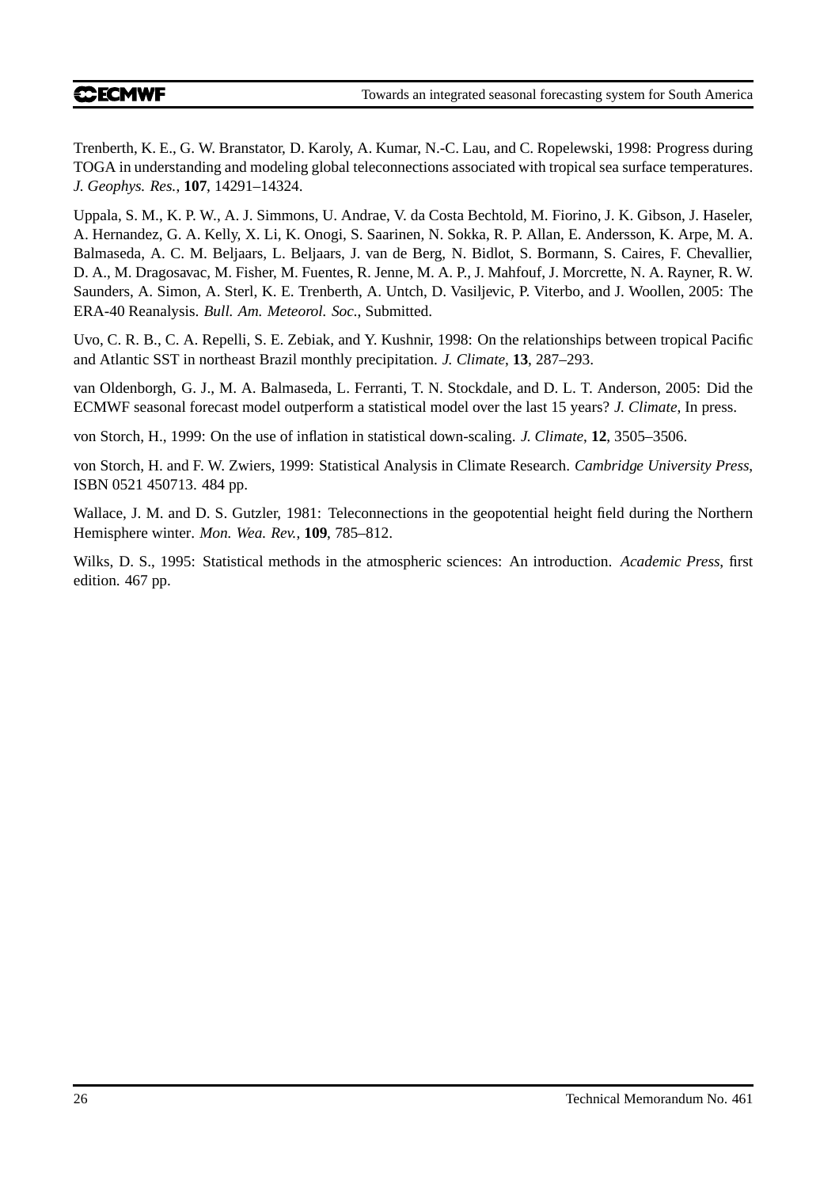Trenberth, K. E., G. W. Branstator, D. Karoly, A. Kumar, N.-C. Lau, and C. Ropelewski, 1998: Progress during TOGA in understanding and modeling global teleconnections associated with tropical sea surface temperatures. *J. Geophys. Res.*, **107**, 14291–14324.

Uppala, S. M., K. P. W., A. J. Simmons, U. Andrae, V. da Costa Bechtold, M. Fiorino, J. K. Gibson, J. Haseler, A. Hernandez, G. A. Kelly, X. Li, K. Onogi, S. Saarinen, N. Sokka, R. P. Allan, E. Andersson, K. Arpe, M. A. Balmaseda, A. C. M. Beljaars, L. Beljaars, J. van de Berg, N. Bidlot, S. Bormann, S. Caires, F. Chevallier, D. A., M. Dragosavac, M. Fisher, M. Fuentes, R. Jenne, M. A. P., J. Mahfouf, J. Morcrette, N. A. Rayner, R. W. Saunders, A. Simon, A. Sterl, K. E. Trenberth, A. Untch, D. Vasiljevic, P. Viterbo, and J. Woollen, 2005: The ERA-40 Reanalysis. *Bull. Am. Meteorol. Soc.*, Submitted.

Uvo, C. R. B., C. A. Repelli, S. E. Zebiak, and Y. Kushnir, 1998: On the relationships between tropical Pacific and Atlantic SST in northeast Brazil monthly precipitation. *J. Climate*, **13**, 287–293.

van Oldenborgh, G. J., M. A. Balmaseda, L. Ferranti, T. N. Stockdale, and D. L. T. Anderson, 2005: Did the ECMWF seasonal forecast model outperform a statistical model over the last 15 years? *J. Climate*, In press.

von Storch, H., 1999: On the use of inflation in statistical down-scaling. *J. Climate*, **12**, 3505–3506.

von Storch, H. and F. W. Zwiers, 1999: Statistical Analysis in Climate Research. *Cambridge University Press*, ISBN 0521 450713. 484 pp.

Wallace, J. M. and D. S. Gutzler, 1981: Teleconnections in the geopotential height field during the Northern Hemisphere winter. *Mon. Wea. Rev.*, **109**, 785–812.

Wilks, D. S., 1995: Statistical methods in the atmospheric sciences: An introduction. *Academic Press*, first edition. 467 pp.